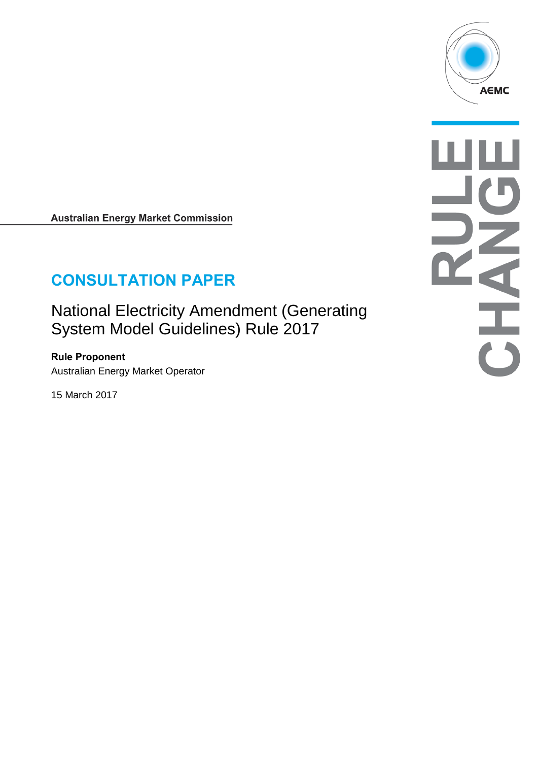AEMC

RULE CHANGE

**Australian Energy Market Commission**

# CONSULTATION PAPER

## National Electricity Amendment (Generating System Model Guidelines) Rule 2017

**Rule Proponent**

Australian Energy Market Operator

15 March 2017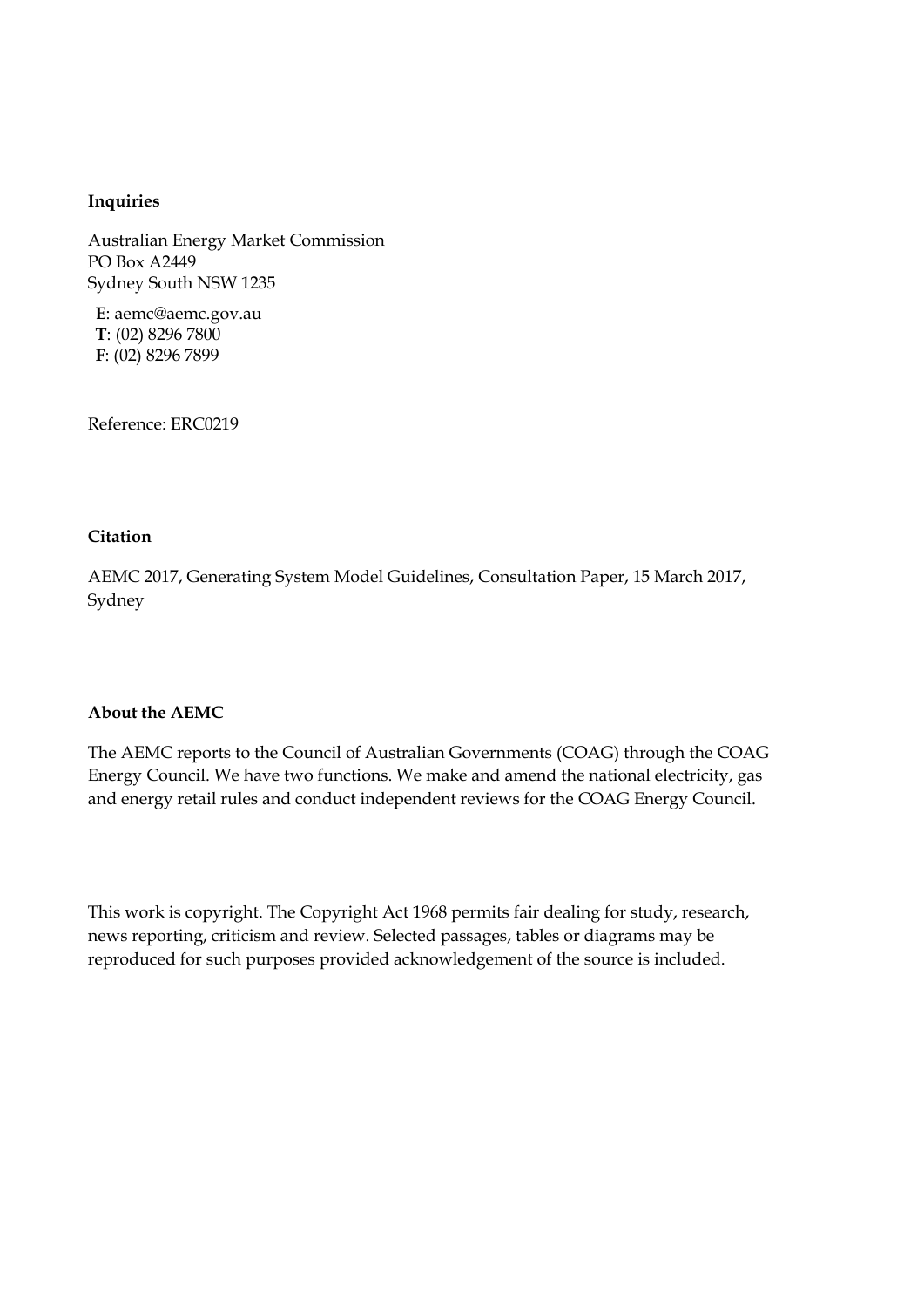**Inquiries**

Australian Energy Market Commission
PO Box A2449
Sydney South NSW 1235

**E**: aemc@aemc.gov.au
**T**: (02) 8296 7800
**F**: (02) 8296 7899

Reference: ERC0219

**Citation**

AEMC 2017, Generating System Model Guidelines, Consultation Paper, 15 March 2017, Sydney

**About the AEMC**

The AEMC reports to the Council of Australian Governments (COAG) through the COAG Energy Council. We have two functions. We make and amend the national electricity, gas and energy retail rules and conduct independent reviews for the COAG Energy Council.

This work is copyright. The Copyright Act 1968 permits fair dealing for study, research, news reporting, criticism and review. Selected passages, tables or diagrams may be reproduced for such purposes provided acknowledgement of the source is included.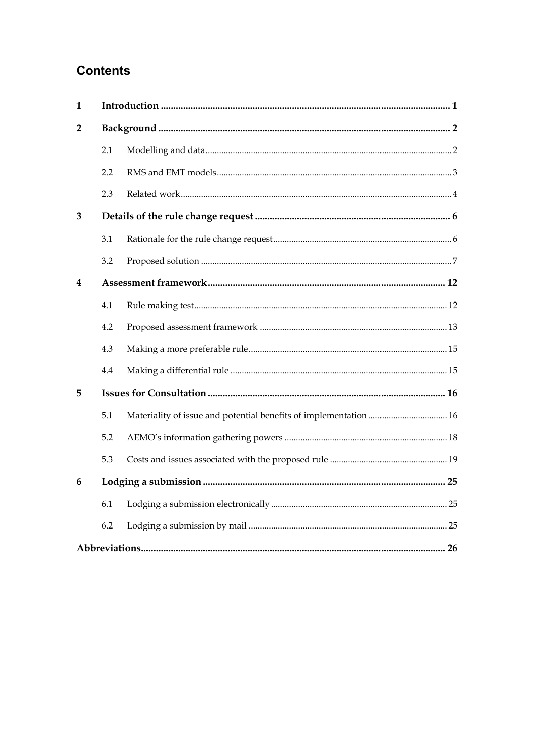## Contents

| | | |
|---|---|---|
| **1** | **Introduction** | **1** |
| **2** | **Background** | **2** |
| 2.1 | Modelling and data | 2 |
| 2.2 | RMS and EMT models | 3 |
| 2.3 | Related work | 4 |
| **3** | **Details of the rule change request** | **6** |
| 3.1 | Rationale for the rule change request | 6 |
| 3.2 | Proposed solution | 7 |
| **4** | **Assessment framework** | **12** |
| 4.1 | Rule making test | 12 |
| 4.2 | Proposed assessment framework | 13 |
| 4.3 | Making a more preferable rule | 15 |
| 4.4 | Making a differential rule | 15 |
| **5** | **Issues for Consultation** | **16** |
| 5.1 | Materiality of issue and potential benefits of implementation | 16 |
| 5.2 | AEMO's information gathering powers | 18 |
| 5.3 | Costs and issues associated with the proposed rule | 19 |
| **6** | **Lodging a submission** | **25** |
| 6.1 | Lodging a submission electronically | 25 |
| 6.2 | Lodging a submission by mail | 25 |
| **Abbreviations** | | **26** |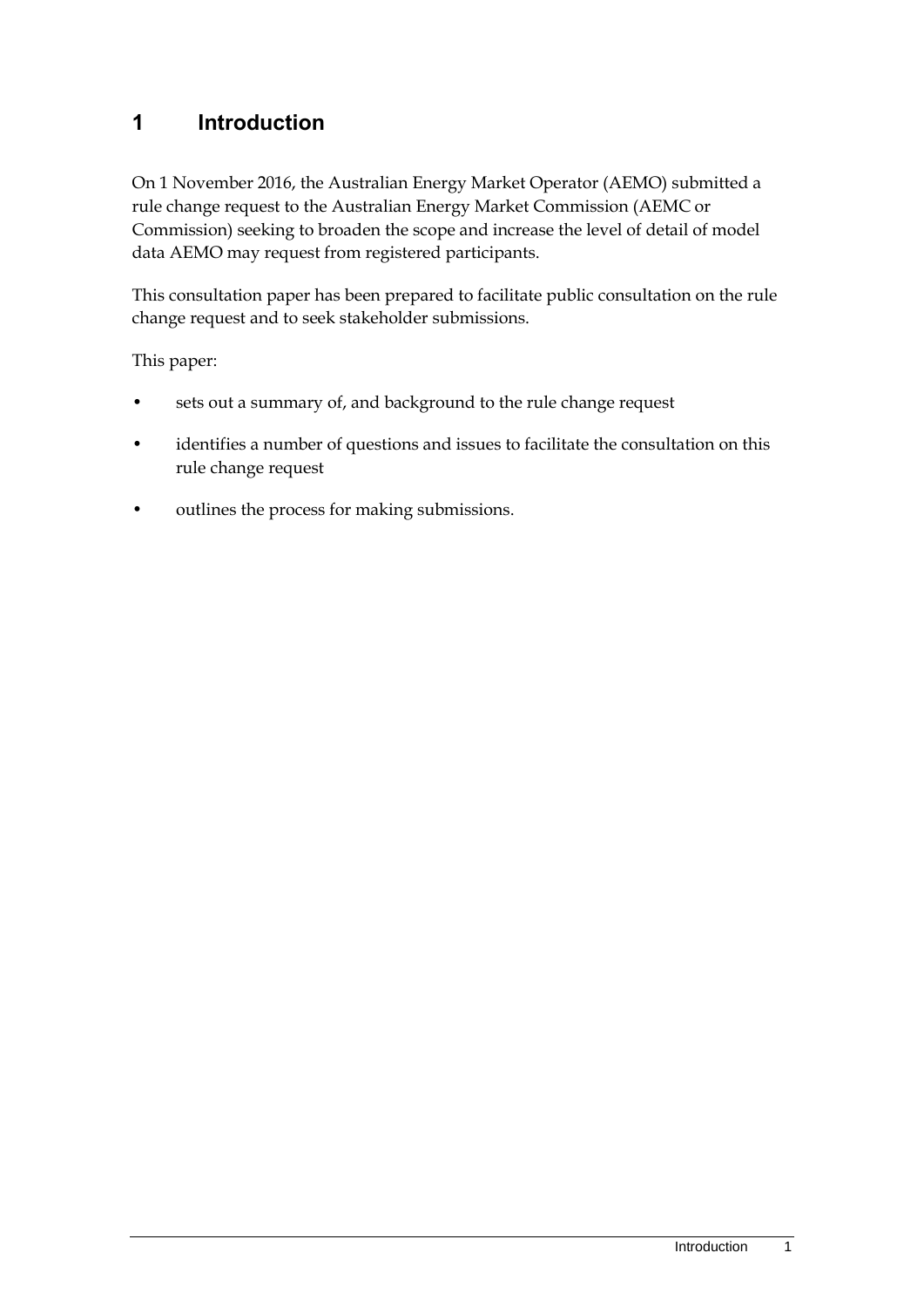# 1 Introduction

On 1 November 2016, the Australian Energy Market Operator (AEMO) submitted a rule change request to the Australian Energy Market Commission (AEMC or Commission) seeking to broaden the scope and increase the level of detail of model data AEMO may request from registered participants.

This consultation paper has been prepared to facilitate public consultation on the rule change request and to seek stakeholder submissions.

This paper:

- sets out a summary of, and background to the rule change request
- identifies a number of questions and issues to facilitate the consultation on this rule change request
- outlines the process for making submissions.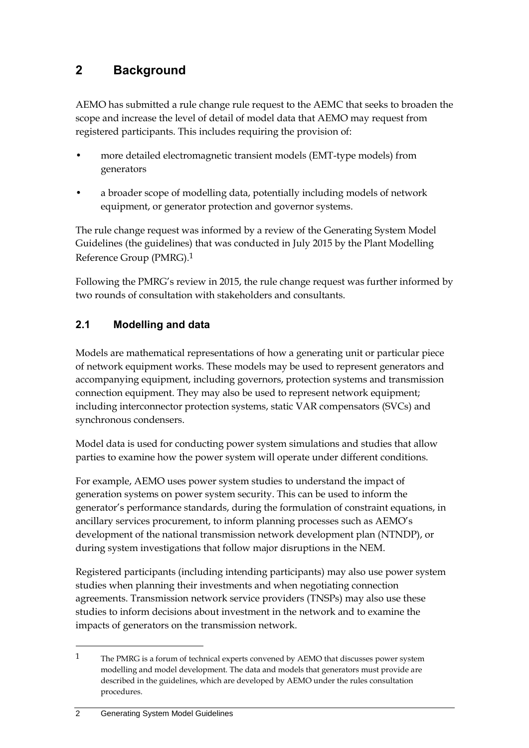# 2 Background

AEMO has submitted a rule change rule request to the AEMC that seeks to broaden the scope and increase the level of detail of model data that AEMO may request from registered participants. This includes requiring the provision of:

- more detailed electromagnetic transient models (EMT-type models) from generators
- a broader scope of modelling data, potentially including models of network equipment, or generator protection and governor systems.

The rule change request was informed by a review of the Generating System Model Guidelines (the guidelines) that was conducted in July 2015 by the Plant Modelling Reference Group (PMRG).[1]

Following the PMRG's review in 2015, the rule change request was further informed by two rounds of consultation with stakeholders and consultants.

## 2.1 Modelling and data

Models are mathematical representations of how a generating unit or particular piece of network equipment works. These models may be used to represent generators and accompanying equipment, including governors, protection systems and transmission connection equipment. They may also be used to represent network equipment; including interconnector protection systems, static VAR compensators (SVCs) and synchronous condensers.

Model data is used for conducting power system simulations and studies that allow parties to examine how the power system will operate under different conditions.

For example, AEMO uses power system studies to understand the impact of generation systems on power system security. This can be used to inform the generator's performance standards, during the formulation of constraint equations, in ancillary services procurement, to inform planning processes such as AEMO's development of the national transmission network development plan (NTNDP), or during system investigations that follow major disruptions in the NEM.

Registered participants (including intending participants) may also use power system studies when planning their investments and when negotiating connection agreements. Transmission network service providers (TNSPs) may also use these studies to inform decisions about investment in the network and to examine the impacts of generators on the transmission network.

---

[1] The PMRG is a forum of technical experts convened by AEMO that discusses power system modelling and model development. The data and models that generators must provide are described in the guidelines, which are developed by AEMO under the rules consultation procedures.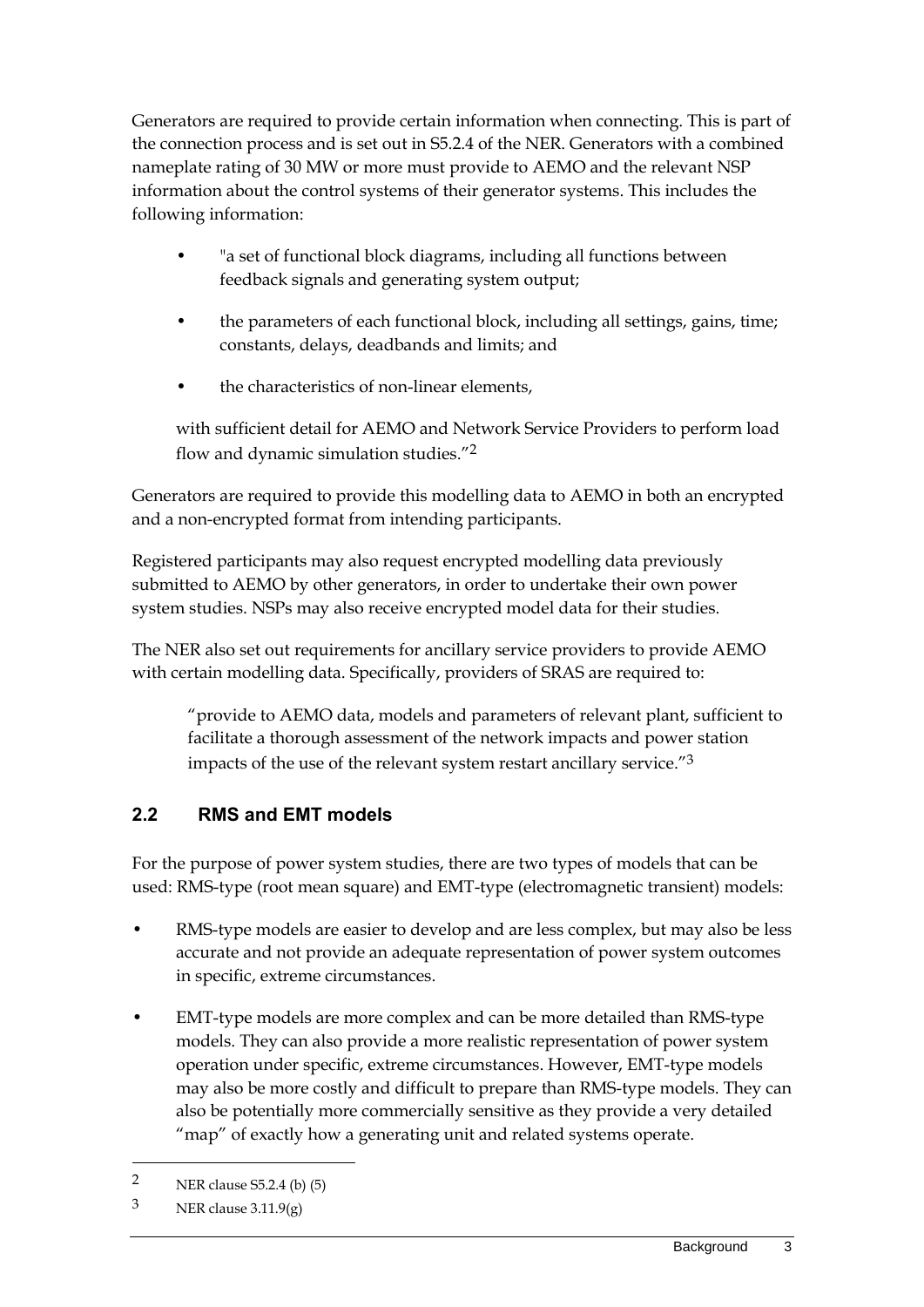Generators are required to provide certain information when connecting. This is part of the connection process and is set out in S5.2.4 of the NER. Generators with a combined nameplate rating of 30 MW or more must provide to AEMO and the relevant NSP information about the control systems of their generator systems. This includes the following information:

> - "a set of functional block diagrams, including all functions between feedback signals and generating system output;
> - the parameters of each functional block, including all settings, gains, time; constants, delays, deadbands and limits; and
> - the characteristics of non-linear elements,
>
> with sufficient detail for AEMO and Network Service Providers to perform load flow and dynamic simulation studies."[2]

Generators are required to provide this modelling data to AEMO in both an encrypted and a non-encrypted format from intending participants.

Registered participants may also request encrypted modelling data previously submitted to AEMO by other generators, in order to undertake their own power system studies. NSPs may also receive encrypted model data for their studies.

The NER also set out requirements for ancillary service providers to provide AEMO with certain modelling data. Specifically, providers of SRAS are required to:

> "provide to AEMO data, models and parameters of relevant plant, sufficient to facilitate a thorough assessment of the network impacts and power station impacts of the use of the relevant system restart ancillary service."[3]

## 2.2 RMS and EMT models

For the purpose of power system studies, there are two types of models that can be used: RMS-type (root mean square) and EMT-type (electromagnetic transient) models:

- RMS-type models are easier to develop and are less complex, but may also be less accurate and not provide an adequate representation of power system outcomes in specific, extreme circumstances.
- EMT-type models are more complex and can be more detailed than RMS-type models. They can also provide a more realistic representation of power system operation under specific, extreme circumstances. However, EMT-type models may also be more costly and difficult to prepare than RMS-type models. They can also be potentially more commercially sensitive as they provide a very detailed "map" of exactly how a generating unit and related systems operate.

---

[2] NER clause S5.2.4 (b) (5)

[3] NER clause 3.11.9(g)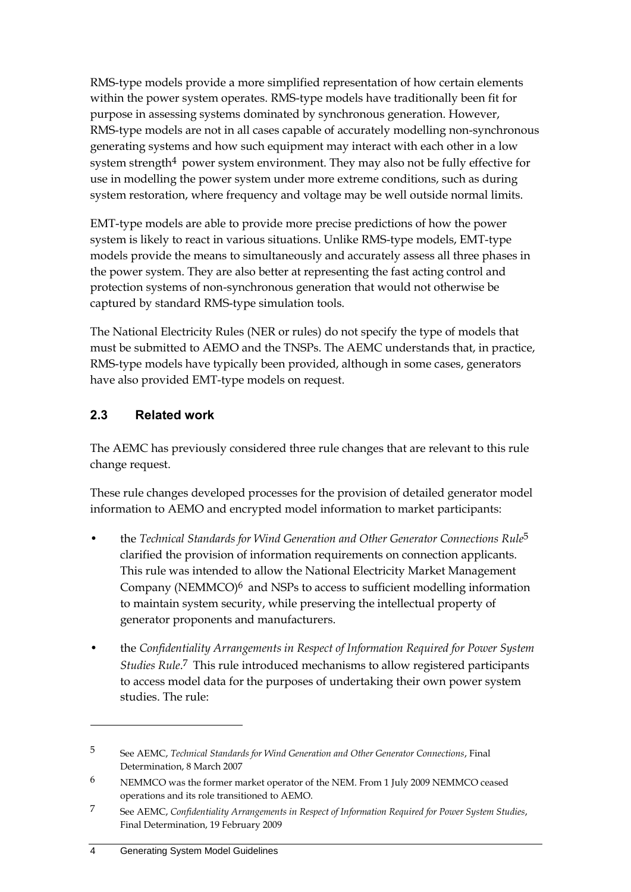RMS-type models provide a more simplified representation of how certain elements within the power system operates. RMS-type models have traditionally been fit for purpose in assessing systems dominated by synchronous generation. However, RMS-type models are not in all cases capable of accurately modelling non-synchronous generating systems and how such equipment may interact with each other in a low system strength[4] power system environment. They may also not be fully effective for use in modelling the power system under more extreme conditions, such as during system restoration, where frequency and voltage may be well outside normal limits.

EMT-type models are able to provide more precise predictions of how the power system is likely to react in various situations. Unlike RMS-type models, EMT-type models provide the means to simultaneously and accurately assess all three phases in the power system. They are also better at representing the fast acting control and protection systems of non-synchronous generation that would not otherwise be captured by standard RMS-type simulation tools.

The National Electricity Rules (NER or rules) do not specify the type of models that must be submitted to AEMO and the TNSPs. The AEMC understands that, in practice, RMS-type models have typically been provided, although in some cases, generators have also provided EMT-type models on request.

## 2.3 Related work

The AEMC has previously considered three rule changes that are relevant to this rule change request.

These rule changes developed processes for the provision of detailed generator model information to AEMO and encrypted model information to market participants:

- the *Technical Standards for Wind Generation and Other Generator Connections Rule*[5] clarified the provision of information requirements on connection applicants. This rule was intended to allow the National Electricity Market Management Company (NEMMCO)[6] and NSPs to access to sufficient modelling information to maintain system security, while preserving the intellectual property of generator proponents and manufacturers.
- the *Confidentiality Arrangements in Respect of Information Required for Power System Studies Rule*.[7] This rule introduced mechanisms to allow registered participants to access model data for the purposes of undertaking their own power system studies. The rule:

---

5 See AEMC, *Technical Standards for Wind Generation and Other Generator Connections*, Final Determination, 8 March 2007

6 NEMMCO was the former market operator of the NEM. From 1 July 2009 NEMMCO ceased operations and its role transitioned to AEMO.

7 See AEMC, *Confidentiality Arrangements in Respect of Information Required for Power System Studies*, Final Determination, 19 February 2009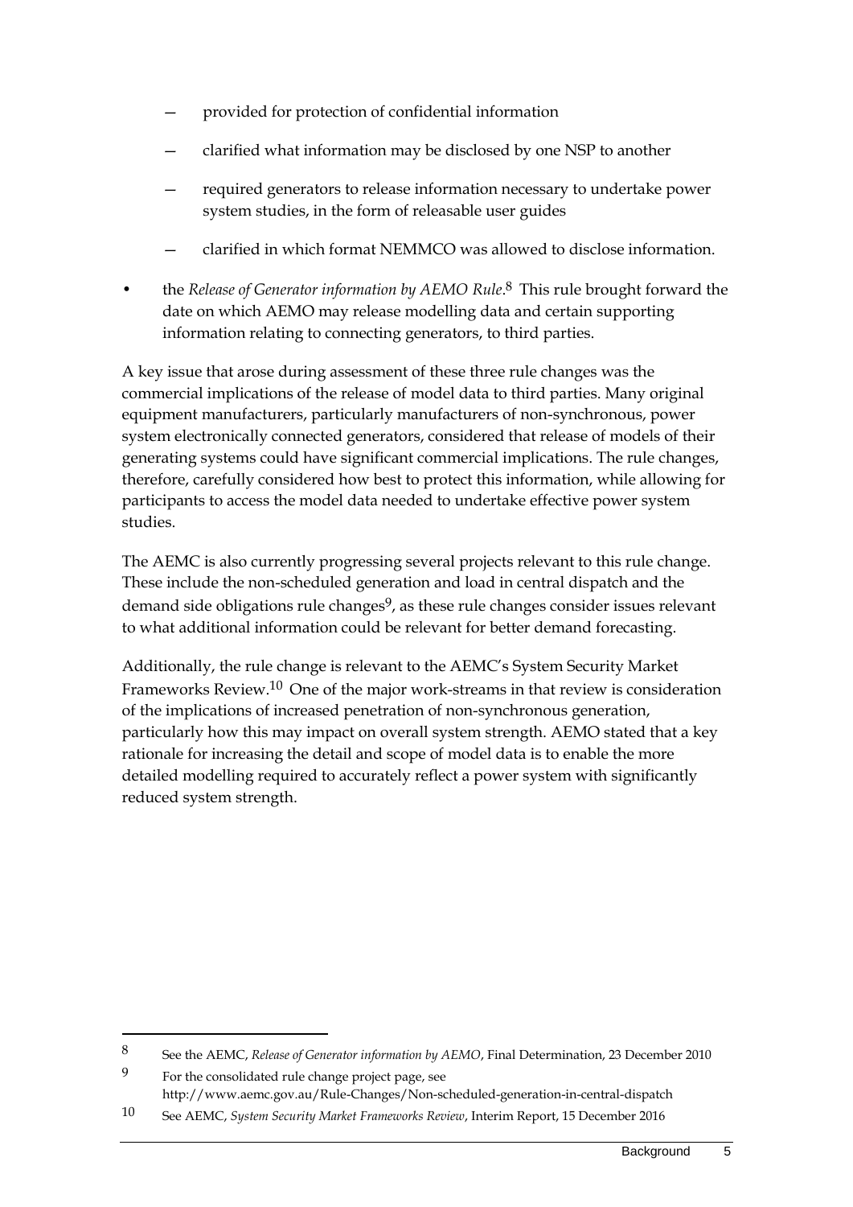- provided for protection of confidential information
    - clarified what information may be disclosed by one NSP to another
    - required generators to release information necessary to undertake power system studies, in the form of releasable user guides
    - clarified in which format NEMMCO was allowed to disclose information.

- the *Release of Generator information by AEMO Rule*.[8] This rule brought forward the date on which AEMO may release modelling data and certain supporting information relating to connecting generators, to third parties.

A key issue that arose during assessment of these three rule changes was the commercial implications of the release of model data to third parties. Many original equipment manufacturers, particularly manufacturers of non-synchronous, power system electronically connected generators, considered that release of models of their generating systems could have significant commercial implications. The rule changes, therefore, carefully considered how best to protect this information, while allowing for participants to access the model data needed to undertake effective power system studies.

The AEMC is also currently progressing several projects relevant to this rule change. These include the non-scheduled generation and load in central dispatch and the demand side obligations rule changes[9], as these rule changes consider issues relevant to what additional information could be relevant for better demand forecasting.

Additionally, the rule change is relevant to the AEMC's System Security Market Frameworks Review.[10] One of the major work-streams in that review is consideration of the implications of increased penetration of non-synchronous generation, particularly how this may impact on overall system strength. AEMO stated that a key rationale for increasing the detail and scope of model data is to enable the more detailed modelling required to accurately reflect a power system with significantly reduced system strength.

---

[8] See the AEMC, *Release of Generator information by AEMO*, Final Determination, 23 December 2010

[9] For the consolidated rule change project page, see http://www.aemc.gov.au/Rule-Changes/Non-scheduled-generation-in-central-dispatch

[10] See AEMC, *System Security Market Frameworks Review*, Interim Report, 15 December 2016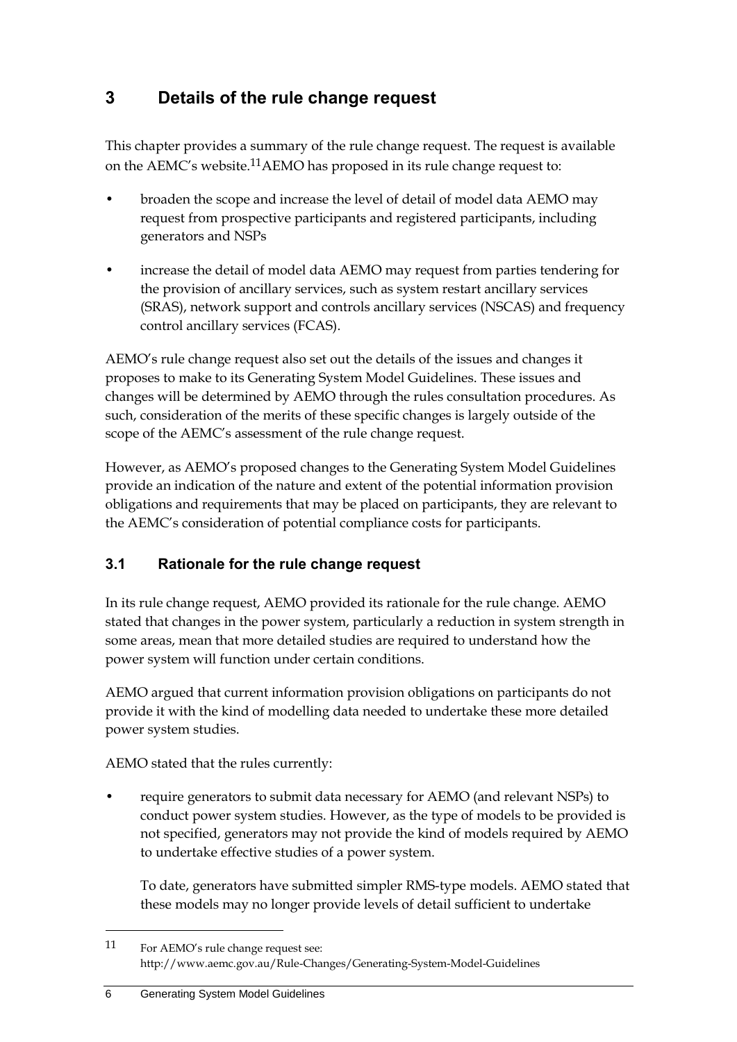# 3 Details of the rule change request

This chapter provides a summary of the rule change request. The request is available on the AEMC's website.[11] AEMO has proposed in its rule change request to:

- broaden the scope and increase the level of detail of model data AEMO may request from prospective participants and registered participants, including generators and NSPs
- increase the detail of model data AEMO may request from parties tendering for the provision of ancillary services, such as system restart ancillary services (SRAS), network support and controls ancillary services (NSCAS) and frequency control ancillary services (FCAS).

AEMO's rule change request also set out the details of the issues and changes it proposes to make to its Generating System Model Guidelines. These issues and changes will be determined by AEMO through the rules consultation procedures. As such, consideration of the merits of these specific changes is largely outside of the scope of the AEMC's assessment of the rule change request.

However, as AEMO's proposed changes to the Generating System Model Guidelines provide an indication of the nature and extent of the potential information provision obligations and requirements that may be placed on participants, they are relevant to the AEMC's consideration of potential compliance costs for participants.

## 3.1 Rationale for the rule change request

In its rule change request, AEMO provided its rationale for the rule change. AEMO stated that changes in the power system, particularly a reduction in system strength in some areas, mean that more detailed studies are required to understand how the power system will function under certain conditions.

AEMO argued that current information provision obligations on participants do not provide it with the kind of modelling data needed to undertake these more detailed power system studies.

AEMO stated that the rules currently:

- require generators to submit data necessary for AEMO (and relevant NSPs) to conduct power system studies. However, as the type of models to be provided is not specified, generators may not provide the kind of models required by AEMO to undertake effective studies of a power system.

  To date, generators have submitted simpler RMS-type models. AEMO stated that these models may no longer provide levels of detail sufficient to undertake

---

11 For AEMO's rule change request see: http://www.aemc.gov.au/Rule-Changes/Generating-System-Model-Guidelines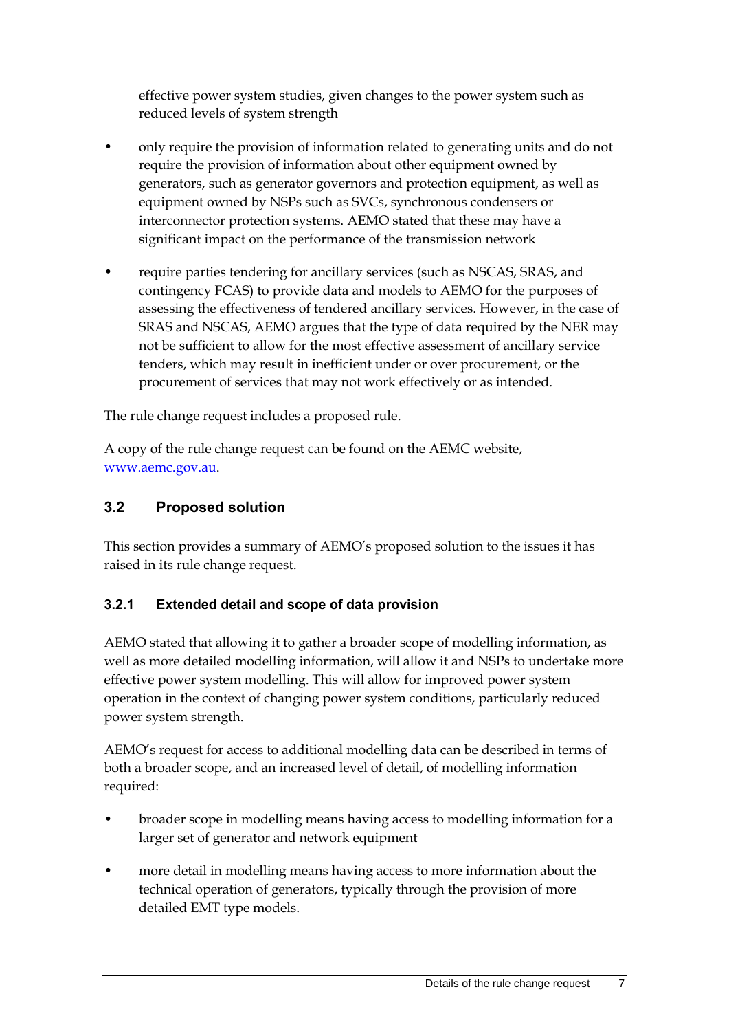effective power system studies, given changes to the power system such as reduced levels of system strength

- only require the provision of information related to generating units and do not require the provision of information about other equipment owned by generators, such as generator governors and protection equipment, as well as equipment owned by NSPs such as SVCs, synchronous condensers or interconnector protection systems. AEMO stated that these may have a significant impact on the performance of the transmission network
- require parties tendering for ancillary services (such as NSCAS, SRAS, and contingency FCAS) to provide data and models to AEMO for the purposes of assessing the effectiveness of tendered ancillary services. However, in the case of SRAS and NSCAS, AEMO argues that the type of data required by the NER may not be sufficient to allow for the most effective assessment of ancillary service tenders, which may result in inefficient under or over procurement, or the procurement of services that may not work effectively or as intended.

The rule change request includes a proposed rule.

A copy of the rule change request can be found on the AEMC website, www.aemc.gov.au.

## 3.2 Proposed solution

This section provides a summary of AEMO's proposed solution to the issues it has raised in its rule change request.

### 3.2.1 Extended detail and scope of data provision

AEMO stated that allowing it to gather a broader scope of modelling information, as well as more detailed modelling information, will allow it and NSPs to undertake more effective power system modelling. This will allow for improved power system operation in the context of changing power system conditions, particularly reduced power system strength.

AEMO's request for access to additional modelling data can be described in terms of both a broader scope, and an increased level of detail, of modelling information required:

- broader scope in modelling means having access to modelling information for a larger set of generator and network equipment
- more detail in modelling means having access to more information about the technical operation of generators, typically through the provision of more detailed EMT type models.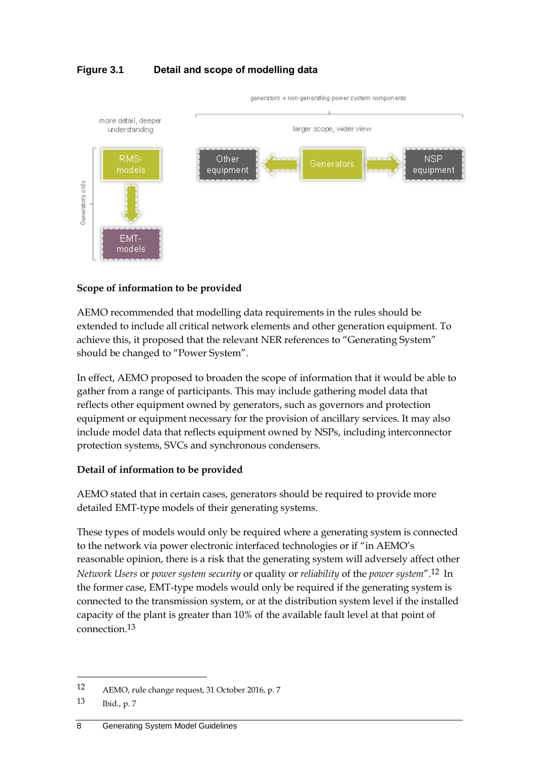**Figure 3.1 Detail and scope of modelling data**

generators + non-generating power system components

more detail, deeper understanding

larger scope, wider view

RMS-models

Other equipment

Generators

NSP equipment

EMT-models

Generators only

#### Scope of information to be provided

AEMO recommended that modelling data requirements in the rules should be extended to include all critical network elements and other generation equipment. To achieve this, it proposed that the relevant NER references to "Generating System" should be changed to "Power System".

In effect, AEMO proposed to broaden the scope of information that it would be able to gather from a range of participants. This may include gathering model data that reflects other equipment owned by generators, such as governors and protection equipment or equipment necessary for the provision of ancillary services. It may also include model data that reflects equipment owned by NSPs, including interconnector protection systems, SVCs and synchronous condensers.

#### Detail of information to be provided

AEMO stated that in certain cases, generators should be required to provide more detailed EMT-type models of their generating systems.

These types of models would only be required where a generating system is connected to the network via power electronic interfaced technologies or if "in AEMO's reasonable opinion, there is a risk that the generating system will adversely affect other *Network Users* or *power system security* or quality or *reliability* of the *power system*".[12] In the former case, EMT-type models would only be required if the generating system is connected to the transmission system, or at the distribution system level if the installed capacity of the plant is greater than 10% of the available fault level at that point of connection.[13]

---

12 AEMO, rule change request, 31 October 2016, p. 7

13 Ibid., p. 7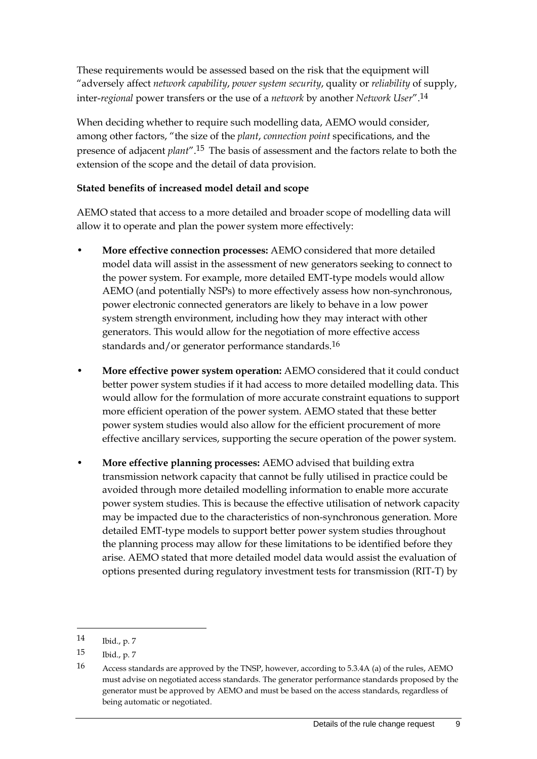These requirements would be assessed based on the risk that the equipment will "adversely affect *network capability*, *power system security*, quality or *reliability* of supply, inter-*regional* power transfers or the use of a *network* by another *Network User*".[14]

When deciding whether to require such modelling data, AEMO would consider, among other factors, "the size of the *plant*, *connection point* specifications, and the presence of adjacent *plant*".[15] The basis of assessment and the factors relate to both the extension of the scope and the detail of data provision.

**Stated benefits of increased model detail and scope**

AEMO stated that access to a more detailed and broader scope of modelling data will allow it to operate and plan the power system more effectively:

- **More effective connection processes:** AEMO considered that more detailed model data will assist in the assessment of new generators seeking to connect to the power system. For example, more detailed EMT-type models would allow AEMO (and potentially NSPs) to more effectively assess how non-synchronous, power electronic connected generators are likely to behave in a low power system strength environment, including how they may interact with other generators. This would allow for the negotiation of more effective access standards and/or generator performance standards.[16]
- **More effective power system operation:** AEMO considered that it could conduct better power system studies if it had access to more detailed modelling data. This would allow for the formulation of more accurate constraint equations to support more efficient operation of the power system. AEMO stated that these better power system studies would also allow for the efficient procurement of more effective ancillary services, supporting the secure operation of the power system.
- **More effective planning processes:** AEMO advised that building extra transmission network capacity that cannot be fully utilised in practice could be avoided through more detailed modelling information to enable more accurate power system studies. This is because the effective utilisation of network capacity may be impacted due to the characteristics of non-synchronous generation. More detailed EMT-type models to support better power system studies throughout the planning process may allow for these limitations to be identified before they arise. AEMO stated that more detailed model data would assist the evaluation of options presented during regulatory investment tests for transmission (RIT-T) by

---

[14] Ibid., p. 7

[15] Ibid., p. 7

[16] Access standards are approved by the TNSP, however, according to 5.3.4A (a) of the rules, AEMO must advise on negotiated access standards. The generator performance standards proposed by the generator must be approved by AEMO and must be based on the access standards, regardless of being automatic or negotiated.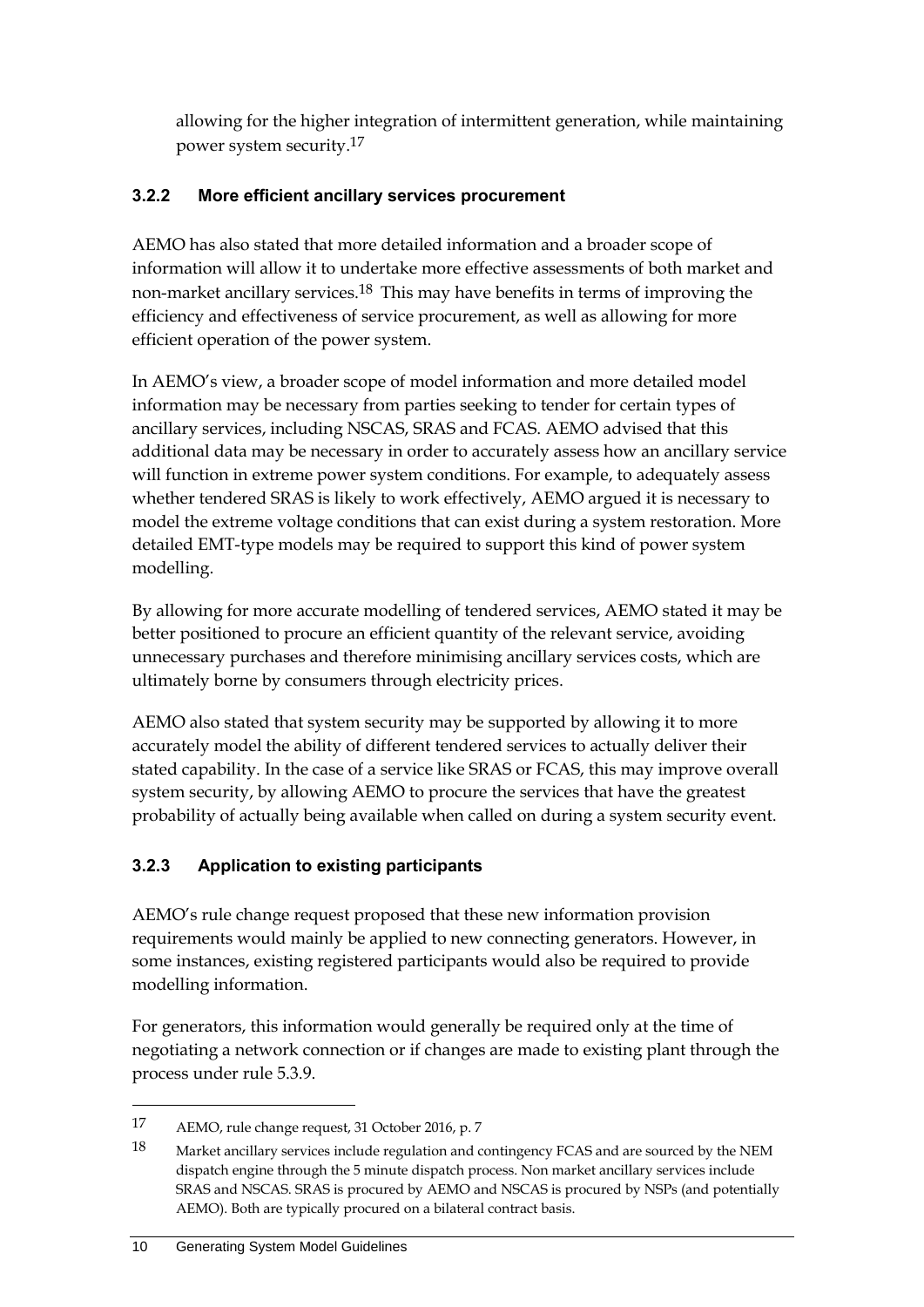allowing for the higher integration of intermittent generation, while maintaining power system security.[17]

### 3.2.2 More efficient ancillary services procurement

AEMO has also stated that more detailed information and a broader scope of information will allow it to undertake more effective assessments of both market and non-market ancillary services.[18] This may have benefits in terms of improving the efficiency and effectiveness of service procurement, as well as allowing for more efficient operation of the power system.

In AEMO's view, a broader scope of model information and more detailed model information may be necessary from parties seeking to tender for certain types of ancillary services, including NSCAS, SRAS and FCAS. AEMO advised that this additional data may be necessary in order to accurately assess how an ancillary service will function in extreme power system conditions. For example, to adequately assess whether tendered SRAS is likely to work effectively, AEMO argued it is necessary to model the extreme voltage conditions that can exist during a system restoration. More detailed EMT-type models may be required to support this kind of power system modelling.

By allowing for more accurate modelling of tendered services, AEMO stated it may be better positioned to procure an efficient quantity of the relevant service, avoiding unnecessary purchases and therefore minimising ancillary services costs, which are ultimately borne by consumers through electricity prices.

AEMO also stated that system security may be supported by allowing it to more accurately model the ability of different tendered services to actually deliver their stated capability. In the case of a service like SRAS or FCAS, this may improve overall system security, by allowing AEMO to procure the services that have the greatest probability of actually being available when called on during a system security event.

### 3.2.3 Application to existing participants

AEMO's rule change request proposed that these new information provision requirements would mainly be applied to new connecting generators. However, in some instances, existing registered participants would also be required to provide modelling information.

For generators, this information would generally be required only at the time of negotiating a network connection or if changes are made to existing plant through the process under rule 5.3.9.

---

[17] AEMO, rule change request, 31 October 2016, p. 7

[18] Market ancillary services include regulation and contingency FCAS and are sourced by the NEM dispatch engine through the 5 minute dispatch process. Non market ancillary services include SRAS and NSCAS. SRAS is procured by AEMO and NSCAS is procured by NSPs (and potentially AEMO). Both are typically procured on a bilateral contract basis.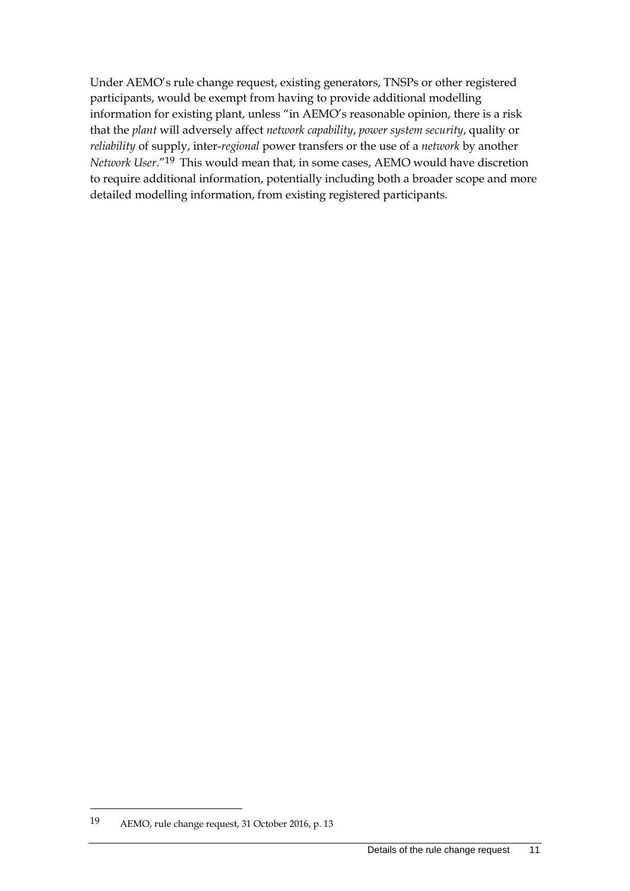Under AEMO's rule change request, existing generators, TNSPs or other registered participants, would be exempt from having to provide additional modelling information for existing plant, unless "in AEMO's reasonable opinion, there is a risk that the *plant* will adversely affect *network capability*, *power system security*, quality or *reliability* of supply, inter-*regional* power transfers or the use of a *network* by another *Network User*."[19] This would mean that, in some cases, AEMO would have discretion to require additional information, potentially including both a broader scope and more detailed modelling information, from existing registered participants.

---

19 AEMO, rule change request, 31 October 2016, p. 13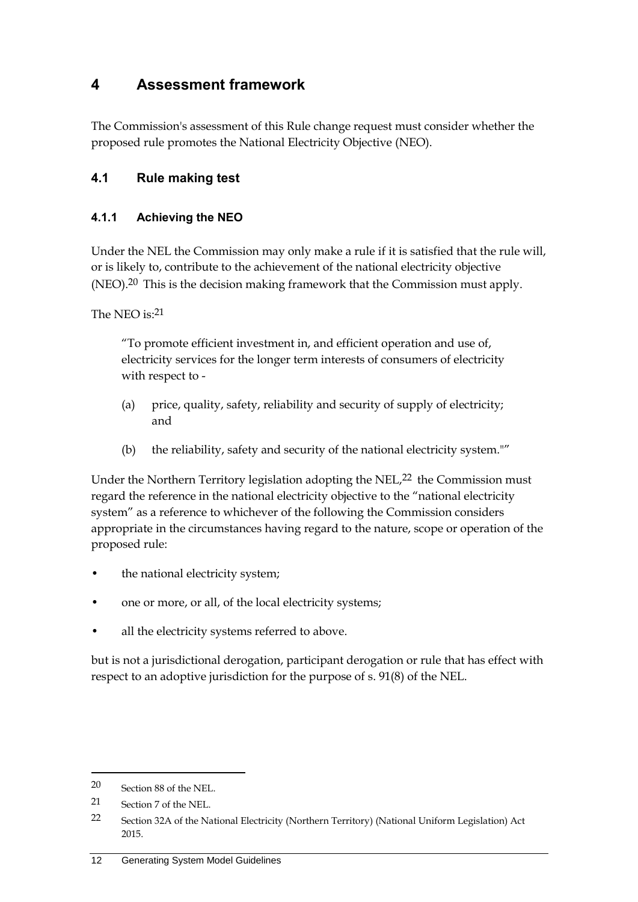# 4 Assessment framework

The Commission's assessment of this Rule change request must consider whether the proposed rule promotes the National Electricity Objective (NEO).

## 4.1 Rule making test

### 4.1.1 Achieving the NEO

Under the NEL the Commission may only make a rule if it is satisfied that the rule will, or is likely to, contribute to the achievement of the national electricity objective (NEO).[20] This is the decision making framework that the Commission must apply.

The NEO is:[21]

> "To promote efficient investment in, and efficient operation and use of, electricity services for the longer term interests of consumers of electricity with respect to -
>
> (a) price, quality, safety, reliability and security of supply of electricity; and
>
> (b) the reliability, safety and security of the national electricity system.""

Under the Northern Territory legislation adopting the NEL,[22] the Commission must regard the reference in the national electricity objective to the "national electricity system" as a reference to whichever of the following the Commission considers appropriate in the circumstances having regard to the nature, scope or operation of the proposed rule:

- the national electricity system;
- one or more, or all, of the local electricity systems;
- all the electricity systems referred to above.

but is not a jurisdictional derogation, participant derogation or rule that has effect with respect to an adoptive jurisdiction for the purpose of s. 91(8) of the NEL.

---

20 Section 88 of the NEL.

21 Section 7 of the NEL.

22 Section 32A of the National Electricity (Northern Territory) (National Uniform Legislation) Act 2015.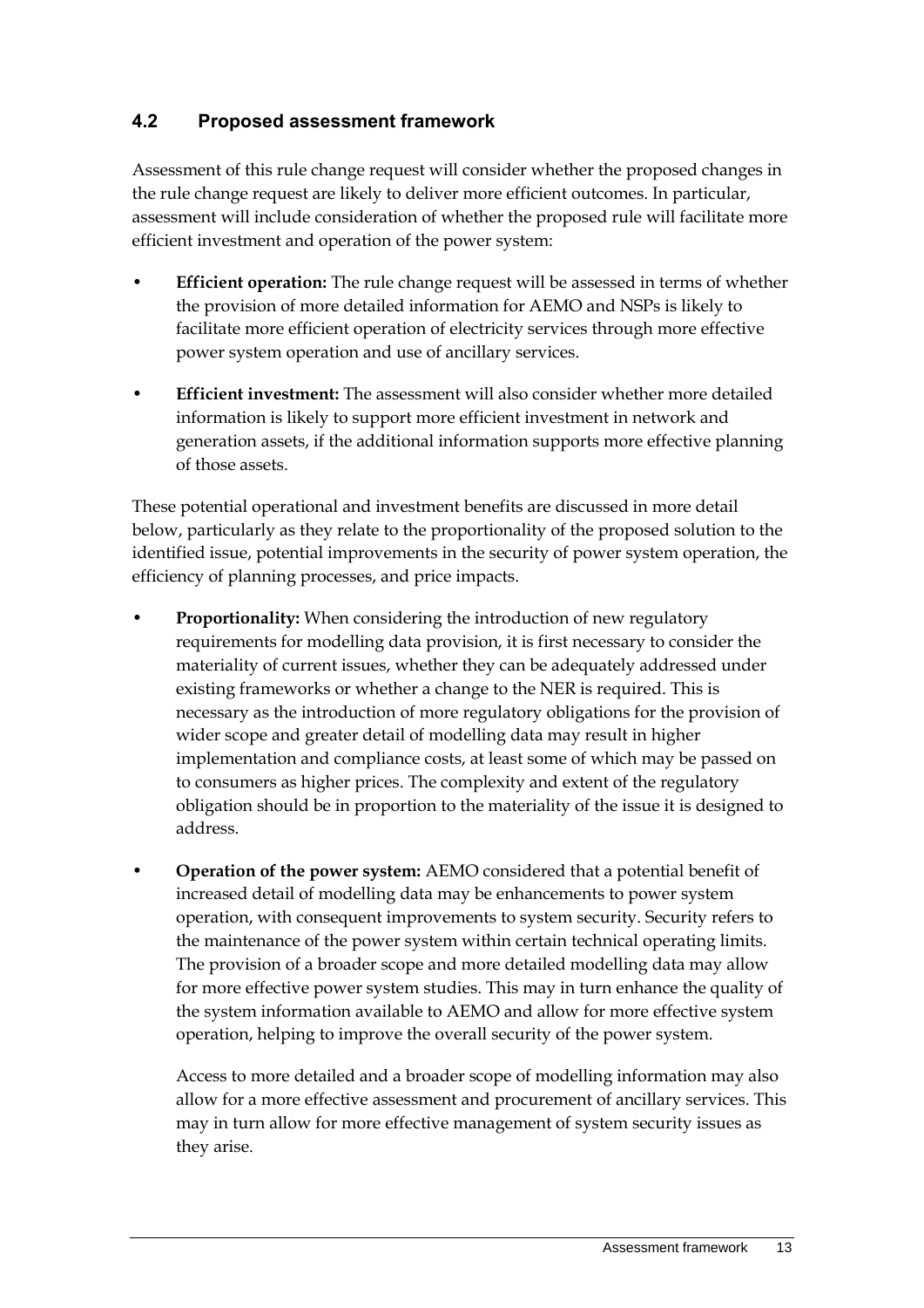## 4.2 Proposed assessment framework

Assessment of this rule change request will consider whether the proposed changes in the rule change request are likely to deliver more efficient outcomes. In particular, assessment will include consideration of whether the proposed rule will facilitate more efficient investment and operation of the power system:

- **Efficient operation:** The rule change request will be assessed in terms of whether the provision of more detailed information for AEMO and NSPs is likely to facilitate more efficient operation of electricity services through more effective power system operation and use of ancillary services.
- **Efficient investment:** The assessment will also consider whether more detailed information is likely to support more efficient investment in network and generation assets, if the additional information supports more effective planning of those assets.

These potential operational and investment benefits are discussed in more detail below, particularly as they relate to the proportionality of the proposed solution to the identified issue, potential improvements in the security of power system operation, the efficiency of planning processes, and price impacts.

- **Proportionality:** When considering the introduction of new regulatory requirements for modelling data provision, it is first necessary to consider the materiality of current issues, whether they can be adequately addressed under existing frameworks or whether a change to the NER is required. This is necessary as the introduction of more regulatory obligations for the provision of wider scope and greater detail of modelling data may result in higher implementation and compliance costs, at least some of which may be passed on to consumers as higher prices. The complexity and extent of the regulatory obligation should be in proportion to the materiality of the issue it is designed to address.
- **Operation of the power system:** AEMO considered that a potential benefit of increased detail of modelling data may be enhancements to power system operation, with consequent improvements to system security. Security refers to the maintenance of the power system within certain technical operating limits. The provision of a broader scope and more detailed modelling data may allow for more effective power system studies. This may in turn enhance the quality of the system information available to AEMO and allow for more effective system operation, helping to improve the overall security of the power system.

  Access to more detailed and a broader scope of modelling information may also allow for a more effective assessment and procurement of ancillary services. This may in turn allow for more effective management of system security issues as they arise.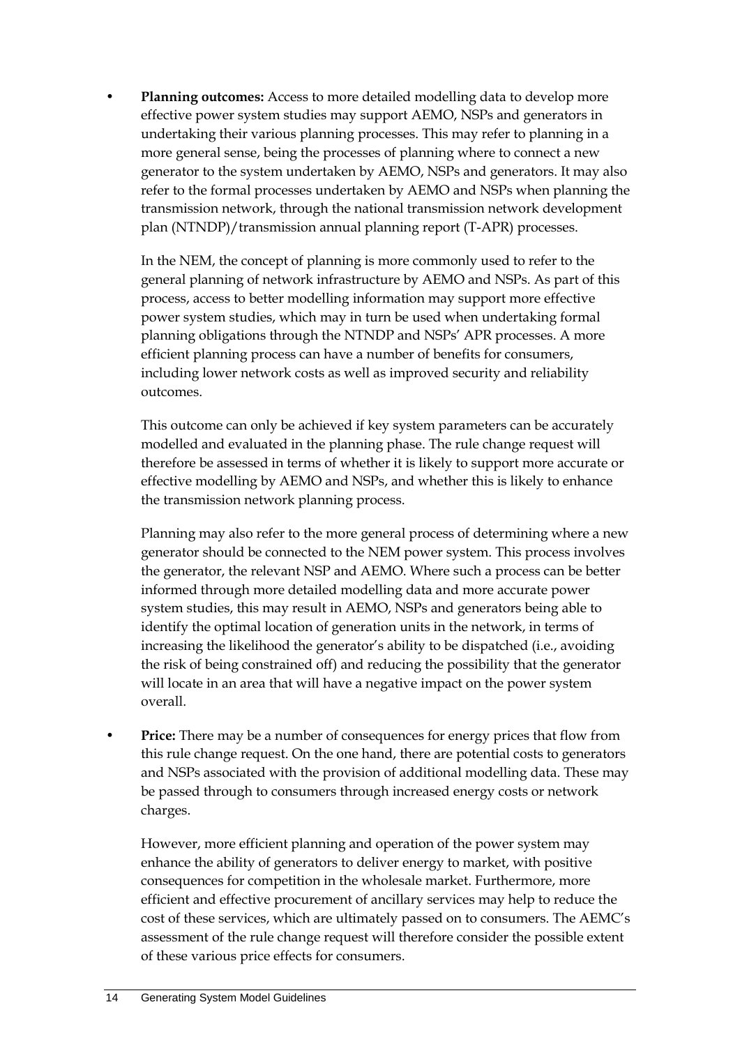- **Planning outcomes:** Access to more detailed modelling data to develop more effective power system studies may support AEMO, NSPs and generators in undertaking their various planning processes. This may refer to planning in a more general sense, being the processes of planning where to connect a new generator to the system undertaken by AEMO, NSPs and generators. It may also refer to the formal processes undertaken by AEMO and NSPs when planning the transmission network, through the national transmission network development plan (NTNDP)/transmission annual planning report (T-APR) processes.

  In the NEM, the concept of planning is more commonly used to refer to the general planning of network infrastructure by AEMO and NSPs. As part of this process, access to better modelling information may support more effective power system studies, which may in turn be used when undertaking formal planning obligations through the NTNDP and NSPs' APR processes. A more efficient planning process can have a number of benefits for consumers, including lower network costs as well as improved security and reliability outcomes.

  This outcome can only be achieved if key system parameters can be accurately modelled and evaluated in the planning phase. The rule change request will therefore be assessed in terms of whether it is likely to support more accurate or effective modelling by AEMO and NSPs, and whether this is likely to enhance the transmission network planning process.

  Planning may also refer to the more general process of determining where a new generator should be connected to the NEM power system. This process involves the generator, the relevant NSP and AEMO. Where such a process can be better informed through more detailed modelling data and more accurate power system studies, this may result in AEMO, NSPs and generators being able to identify the optimal location of generation units in the network, in terms of increasing the likelihood the generator's ability to be dispatched (i.e., avoiding the risk of being constrained off) and reducing the possibility that the generator will locate in an area that will have a negative impact on the power system overall.

- **Price:** There may be a number of consequences for energy prices that flow from this rule change request. On the one hand, there are potential costs to generators and NSPs associated with the provision of additional modelling data. These may be passed through to consumers through increased energy costs or network charges.

  However, more efficient planning and operation of the power system may enhance the ability of generators to deliver energy to market, with positive consequences for competition in the wholesale market. Furthermore, more efficient and effective procurement of ancillary services may help to reduce the cost of these services, which are ultimately passed on to consumers. The AEMC's assessment of the rule change request will therefore consider the possible extent of these various price effects for consumers.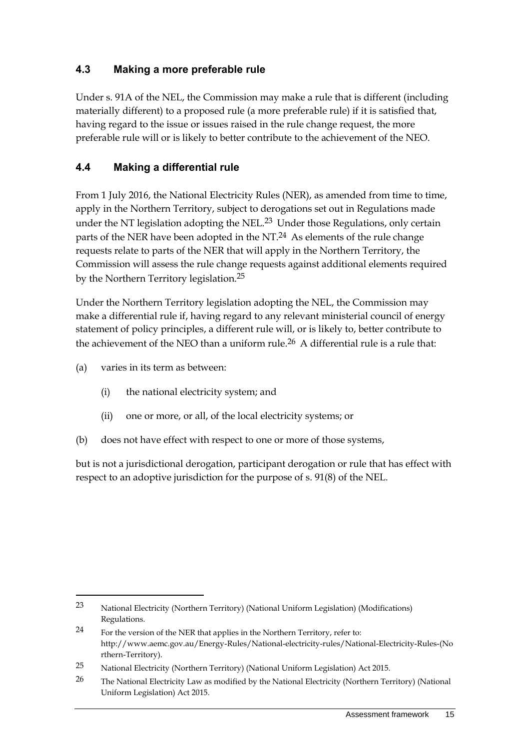### 4.3 Making a more preferable rule

Under s. 91A of the NEL, the Commission may make a rule that is different (including materially different) to a proposed rule (a more preferable rule) if it is satisfied that, having regard to the issue or issues raised in the rule change request, the more preferable rule will or is likely to better contribute to the achievement of the NEO.

### 4.4 Making a differential rule

From 1 July 2016, the National Electricity Rules (NER), as amended from time to time, apply in the Northern Territory, subject to derogations set out in Regulations made under the NT legislation adopting the NEL.[23] Under those Regulations, only certain parts of the NER have been adopted in the NT.[24] As elements of the rule change requests relate to parts of the NER that will apply in the Northern Territory, the Commission will assess the rule change requests against additional elements required by the Northern Territory legislation.[25]

Under the Northern Territory legislation adopting the NEL, the Commission may make a differential rule if, having regard to any relevant ministerial council of energy statement of policy principles, a different rule will, or is likely to, better contribute to the achievement of the NEO than a uniform rule.[26] A differential rule is a rule that:

(a) varies in its term as between:

  (i) the national electricity system; and

  (ii) one or more, or all, of the local electricity systems; or

(b) does not have effect with respect to one or more of those systems,

but is not a jurisdictional derogation, participant derogation or rule that has effect with respect to an adoptive jurisdiction for the purpose of s. 91(8) of the NEL.

---

[23] National Electricity (Northern Territory) (National Uniform Legislation) (Modifications) Regulations.

[24] For the version of the NER that applies in the Northern Territory, refer to: http://www.aemc.gov.au/Energy-Rules/National-electricity-rules/National-Electricity-Rules-(Northern-Territory).

[25] National Electricity (Northern Territory) (National Uniform Legislation) Act 2015.

[26] The National Electricity Law as modified by the National Electricity (Northern Territory) (National Uniform Legislation) Act 2015.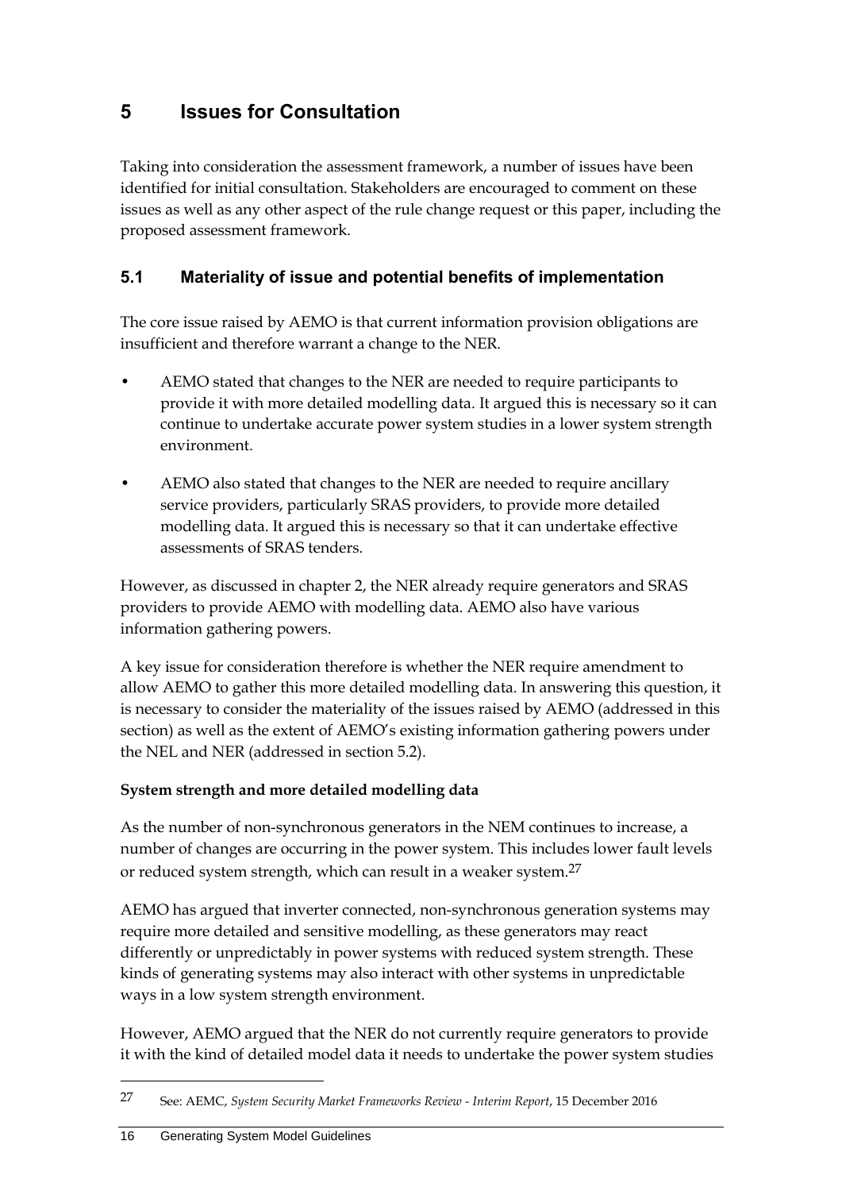# 5 Issues for Consultation

Taking into consideration the assessment framework, a number of issues have been identified for initial consultation. Stakeholders are encouraged to comment on these issues as well as any other aspect of the rule change request or this paper, including the proposed assessment framework.

## 5.1 Materiality of issue and potential benefits of implementation

The core issue raised by AEMO is that current information provision obligations are insufficient and therefore warrant a change to the NER.

- AEMO stated that changes to the NER are needed to require participants to provide it with more detailed modelling data. It argued this is necessary so it can continue to undertake accurate power system studies in a lower system strength environment.
- AEMO also stated that changes to the NER are needed to require ancillary service providers, particularly SRAS providers, to provide more detailed modelling data. It argued this is necessary so that it can undertake effective assessments of SRAS tenders.

However, as discussed in chapter 2, the NER already require generators and SRAS providers to provide AEMO with modelling data. AEMO also have various information gathering powers.

A key issue for consideration therefore is whether the NER require amendment to allow AEMO to gather this more detailed modelling data. In answering this question, it is necessary to consider the materiality of the issues raised by AEMO (addressed in this section) as well as the extent of AEMO's existing information gathering powers under the NEL and NER (addressed in section 5.2).

**System strength and more detailed modelling data**

As the number of non-synchronous generators in the NEM continues to increase, a number of changes are occurring in the power system. This includes lower fault levels or reduced system strength, which can result in a weaker system.[27]

AEMO has argued that inverter connected, non-synchronous generation systems may require more detailed and sensitive modelling, as these generators may react differently or unpredictably in power systems with reduced system strength. These kinds of generating systems may also interact with other systems in unpredictable ways in a low system strength environment.

However, AEMO argued that the NER do not currently require generators to provide it with the kind of detailed model data it needs to undertake the power system studies

[27] See: AEMC, *System Security Market Frameworks Review - Interim Report*, 15 December 2016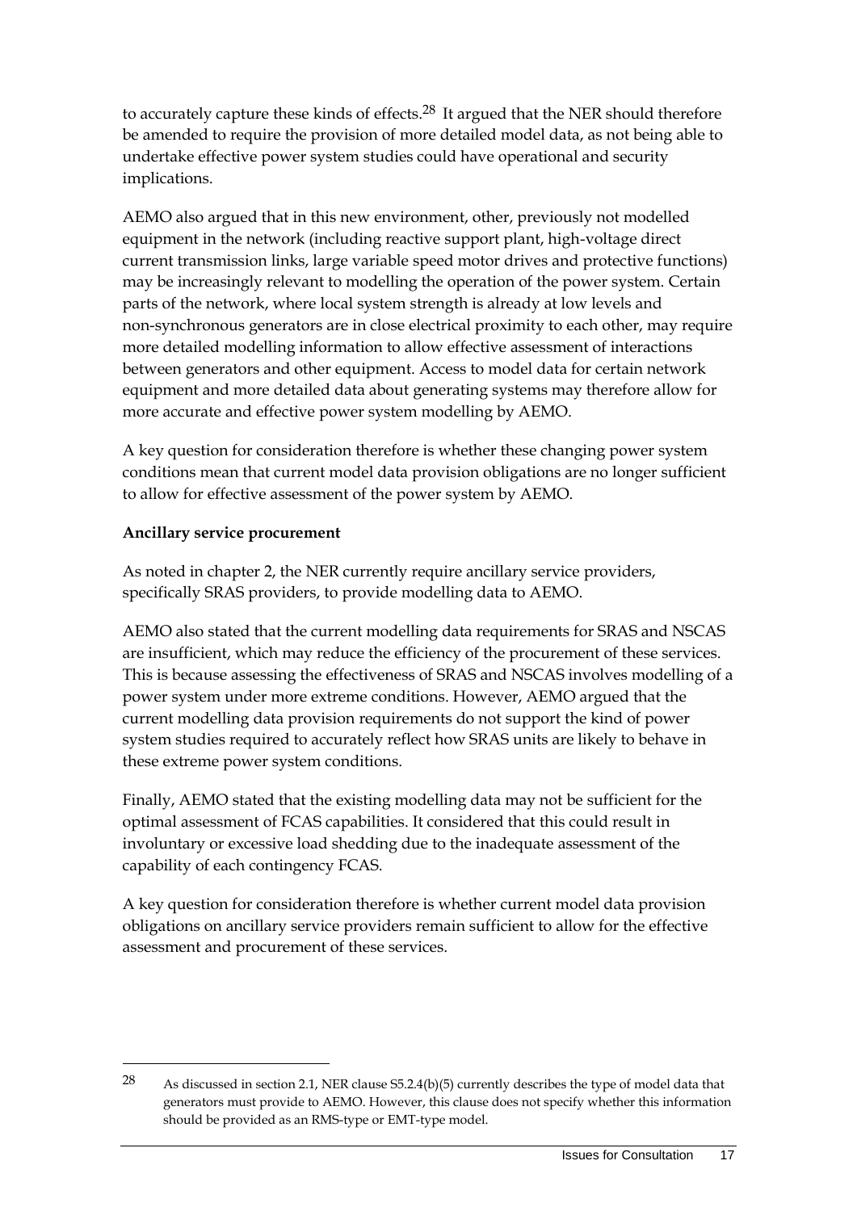to accurately capture these kinds of effects.[28] It argued that the NER should therefore be amended to require the provision of more detailed model data, as not being able to undertake effective power system studies could have operational and security implications.

AEMO also argued that in this new environment, other, previously not modelled equipment in the network (including reactive support plant, high-voltage direct current transmission links, large variable speed motor drives and protective functions) may be increasingly relevant to modelling the operation of the power system. Certain parts of the network, where local system strength is already at low levels and non-synchronous generators are in close electrical proximity to each other, may require more detailed modelling information to allow effective assessment of interactions between generators and other equipment. Access to model data for certain network equipment and more detailed data about generating systems may therefore allow for more accurate and effective power system modelling by AEMO.

A key question for consideration therefore is whether these changing power system conditions mean that current model data provision obligations are no longer sufficient to allow for effective assessment of the power system by AEMO.

**Ancillary service procurement**

As noted in chapter 2, the NER currently require ancillary service providers, specifically SRAS providers, to provide modelling data to AEMO.

AEMO also stated that the current modelling data requirements for SRAS and NSCAS are insufficient, which may reduce the efficiency of the procurement of these services. This is because assessing the effectiveness of SRAS and NSCAS involves modelling of a power system under more extreme conditions. However, AEMO argued that the current modelling data provision requirements do not support the kind of power system studies required to accurately reflect how SRAS units are likely to behave in these extreme power system conditions.

Finally, AEMO stated that the existing modelling data may not be sufficient for the optimal assessment of FCAS capabilities. It considered that this could result in involuntary or excessive load shedding due to the inadequate assessment of the capability of each contingency FCAS.

A key question for consideration therefore is whether current model data provision obligations on ancillary service providers remain sufficient to allow for the effective assessment and procurement of these services.

---

[28] As discussed in section 2.1, NER clause S5.2.4(b)(5) currently describes the type of model data that generators must provide to AEMO. However, this clause does not specify whether this information should be provided as an RMS-type or EMT-type model.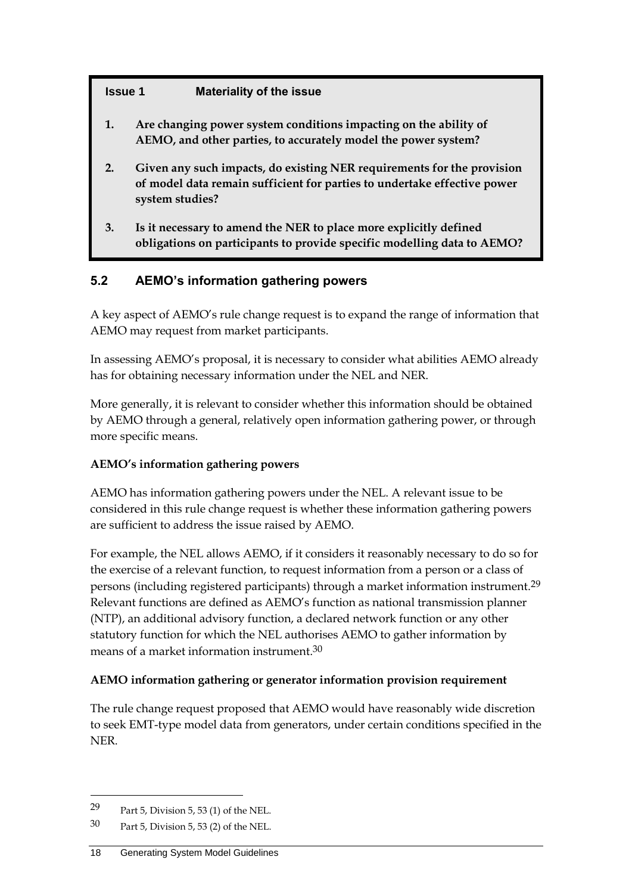**Issue 1 Materiality of the issue**

1. **Are changing power system conditions impacting on the ability of AEMO, and other parties, to accurately model the power system?**

2. **Given any such impacts, do existing NER requirements for the provision of model data remain sufficient for parties to undertake effective power system studies?**

3. **Is it necessary to amend the NER to place more explicitly defined obligations on participants to provide specific modelling data to AEMO?**

## 5.2 AEMO's information gathering powers

A key aspect of AEMO's rule change request is to expand the range of information that AEMO may request from market participants.

In assessing AEMO's proposal, it is necessary to consider what abilities AEMO already has for obtaining necessary information under the NEL and NER.

More generally, it is relevant to consider whether this information should be obtained by AEMO through a general, relatively open information gathering power, or through more specific means.

**AEMO's information gathering powers**

AEMO has information gathering powers under the NEL. A relevant issue to be considered in this rule change request is whether these information gathering powers are sufficient to address the issue raised by AEMO.

For example, the NEL allows AEMO, if it considers it reasonably necessary to do so for the exercise of a relevant function, to request information from a person or a class of persons (including registered participants) through a market information instrument.[29] Relevant functions are defined as AEMO's function as national transmission planner (NTP), an additional advisory function, a declared network function or any other statutory function for which the NEL authorises AEMO to gather information by means of a market information instrument.[30]

**AEMO information gathering or generator information provision requirement**

The rule change request proposed that AEMO would have reasonably wide discretion to seek EMT-type model data from generators, under certain conditions specified in the NER.

---

29 Part 5, Division 5, 53 (1) of the NEL.

30 Part 5, Division 5, 53 (2) of the NEL.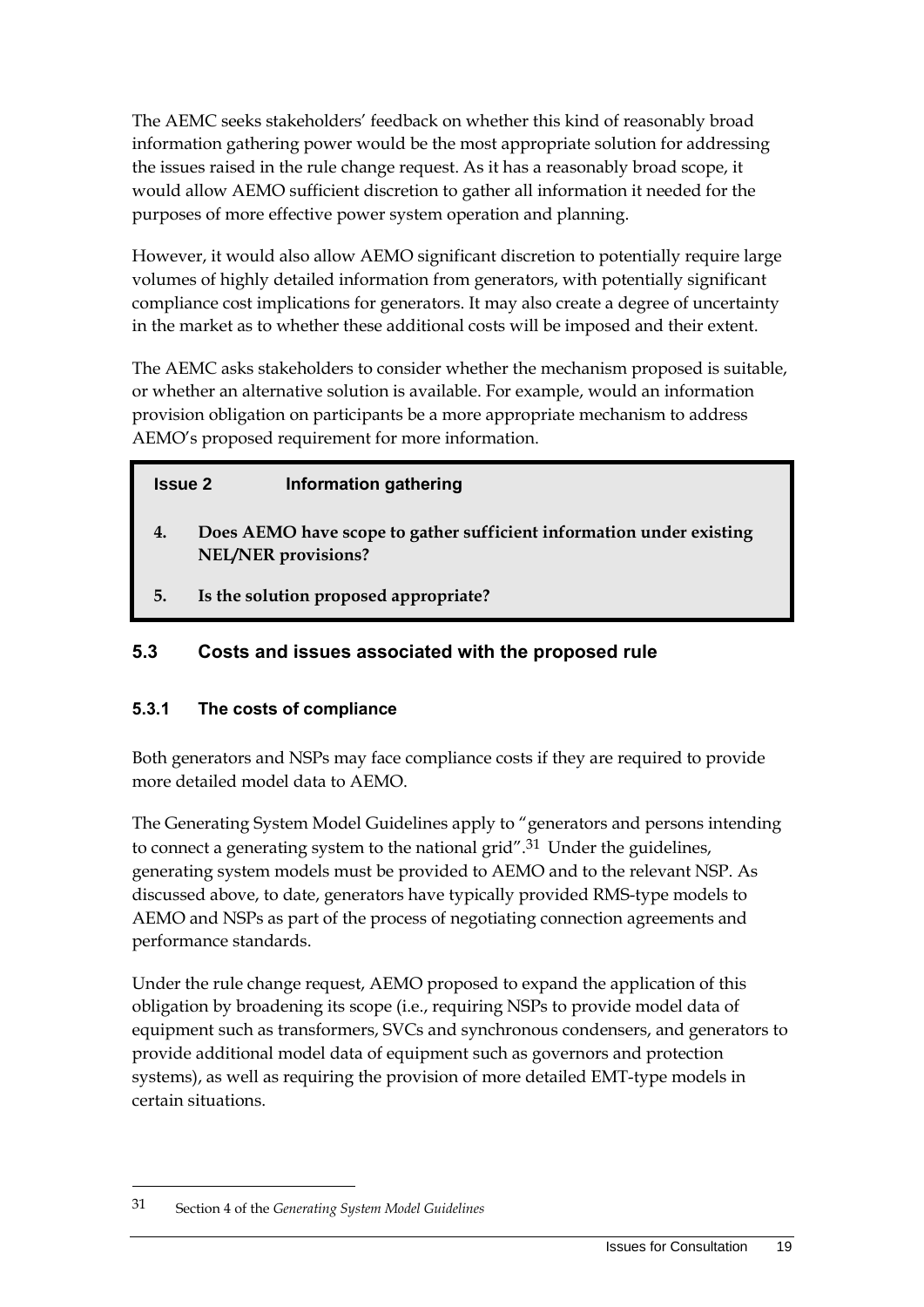The AEMC seeks stakeholders' feedback on whether this kind of reasonably broad information gathering power would be the most appropriate solution for addressing the issues raised in the rule change request. As it has a reasonably broad scope, it would allow AEMO sufficient discretion to gather all information it needed for the purposes of more effective power system operation and planning.

However, it would also allow AEMO significant discretion to potentially require large volumes of highly detailed information from generators, with potentially significant compliance cost implications for generators. It may also create a degree of uncertainty in the market as to whether these additional costs will be imposed and their extent.

The AEMC asks stakeholders to consider whether the mechanism proposed is suitable, or whether an alternative solution is available. For example, would an information provision obligation on participants be a more appropriate mechanism to address AEMO's proposed requirement for more information.

> **Issue 2 Information gathering**
>
> **4. Does AEMO have scope to gather sufficient information under existing NEL/NER provisions?**
>
> **5. Is the solution proposed appropriate?**

## 5.3 Costs and issues associated with the proposed rule

### 5.3.1 The costs of compliance

Both generators and NSPs may face compliance costs if they are required to provide more detailed model data to AEMO.

The Generating System Model Guidelines apply to "generators and persons intending to connect a generating system to the national grid".[31] Under the guidelines, generating system models must be provided to AEMO and to the relevant NSP. As discussed above, to date, generators have typically provided RMS-type models to AEMO and NSPs as part of the process of negotiating connection agreements and performance standards.

Under the rule change request, AEMO proposed to expand the application of this obligation by broadening its scope (i.e., requiring NSPs to provide model data of equipment such as transformers, SVCs and synchronous condensers, and generators to provide additional model data of equipment such as governors and protection systems), as well as requiring the provision of more detailed EMT-type models in certain situations.

---

[31] Section 4 of the *Generating System Model Guidelines*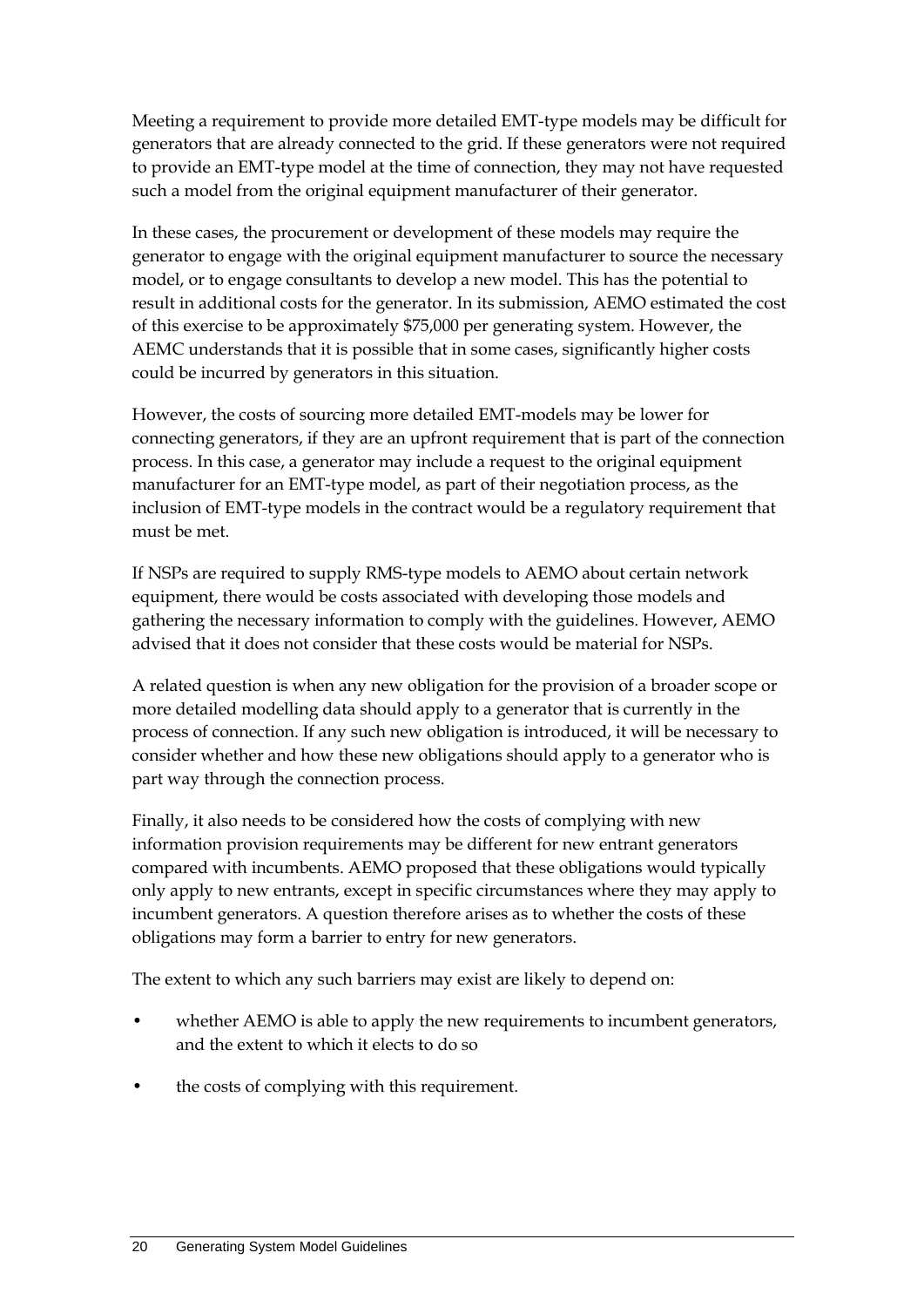Meeting a requirement to provide more detailed EMT-type models may be difficult for generators that are already connected to the grid. If these generators were not required to provide an EMT-type model at the time of connection, they may not have requested such a model from the original equipment manufacturer of their generator.

In these cases, the procurement or development of these models may require the generator to engage with the original equipment manufacturer to source the necessary model, or to engage consultants to develop a new model. This has the potential to result in additional costs for the generator. In its submission, AEMO estimated the cost of this exercise to be approximately $75,000 per generating system. However, the AEMC understands that it is possible that in some cases, significantly higher costs could be incurred by generators in this situation.

However, the costs of sourcing more detailed EMT-models may be lower for connecting generators, if they are an upfront requirement that is part of the connection process. In this case, a generator may include a request to the original equipment manufacturer for an EMT-type model, as part of their negotiation process, as the inclusion of EMT-type models in the contract would be a regulatory requirement that must be met.

If NSPs are required to supply RMS-type models to AEMO about certain network equipment, there would be costs associated with developing those models and gathering the necessary information to comply with the guidelines. However, AEMO advised that it does not consider that these costs would be material for NSPs.

A related question is when any new obligation for the provision of a broader scope or more detailed modelling data should apply to a generator that is currently in the process of connection. If any such new obligation is introduced, it will be necessary to consider whether and how these new obligations should apply to a generator who is part way through the connection process.

Finally, it also needs to be considered how the costs of complying with new information provision requirements may be different for new entrant generators compared with incumbents. AEMO proposed that these obligations would typically only apply to new entrants, except in specific circumstances where they may apply to incumbent generators. A question therefore arises as to whether the costs of these obligations may form a barrier to entry for new generators.

The extent to which any such barriers may exist are likely to depend on:

- whether AEMO is able to apply the new requirements to incumbent generators, and the extent to which it elects to do so
- the costs of complying with this requirement.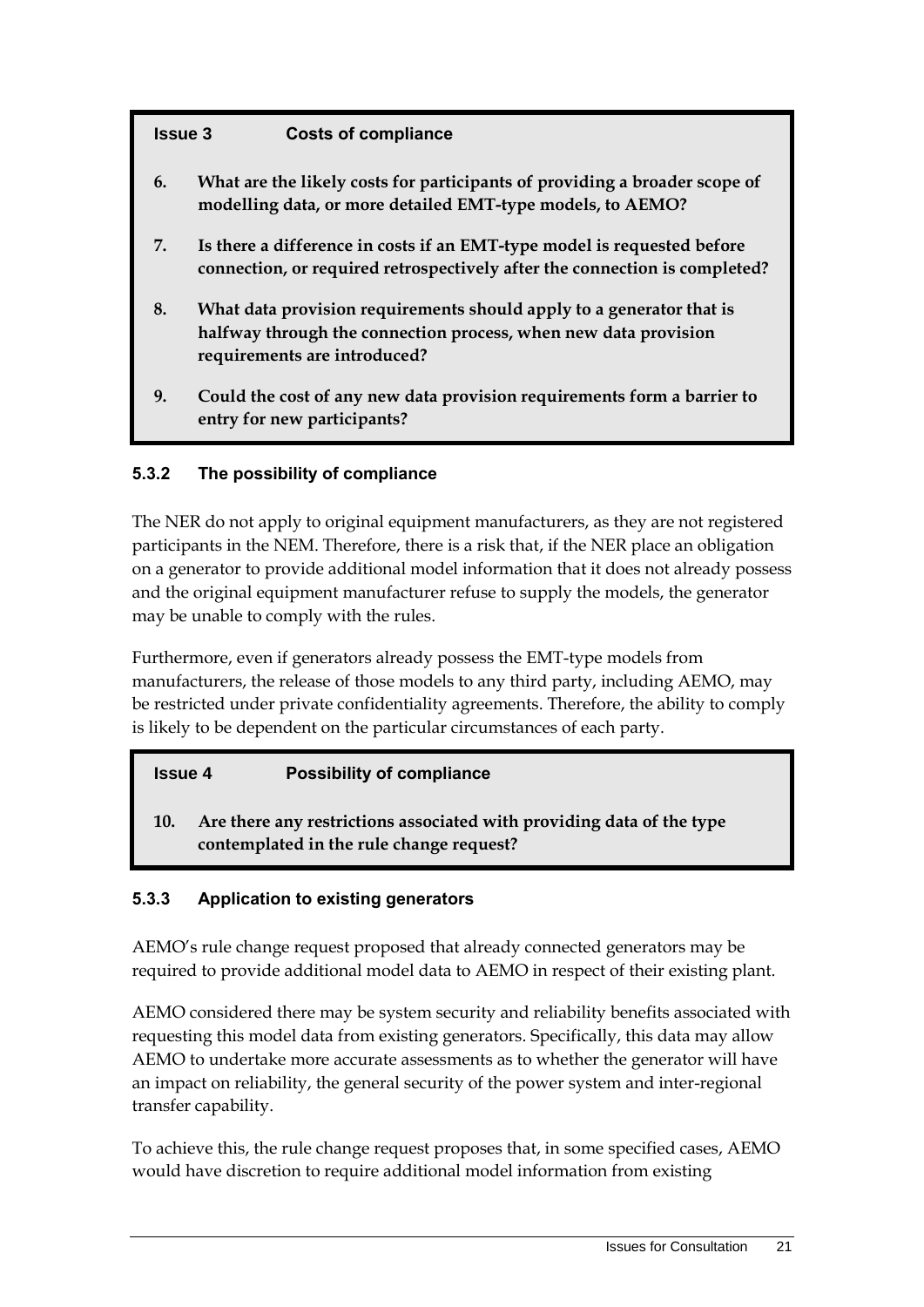**Issue 3 Costs of compliance**

6. **What are the likely costs for participants of providing a broader scope of modelling data, or more detailed EMT-type models, to AEMO?**

7. **Is there a difference in costs if an EMT-type model is requested before connection, or required retrospectively after the connection is completed?**

8. **What data provision requirements should apply to a generator that is halfway through the connection process, when new data provision requirements are introduced?**

9. **Could the cost of any new data provision requirements form a barrier to entry for new participants?**

### 5.3.2 The possibility of compliance

The NER do not apply to original equipment manufacturers, as they are not registered participants in the NEM. Therefore, there is a risk that, if the NER place an obligation on a generator to provide additional model information that it does not already possess and the original equipment manufacturer refuse to supply the models, the generator may be unable to comply with the rules.

Furthermore, even if generators already possess the EMT-type models from manufacturers, the release of those models to any third party, including AEMO, may be restricted under private confidentiality agreements. Therefore, the ability to comply is likely to be dependent on the particular circumstances of each party.

**Issue 4 Possibility of compliance**

10. **Are there any restrictions associated with providing data of the type contemplated in the rule change request?**

### 5.3.3 Application to existing generators

AEMO's rule change request proposed that already connected generators may be required to provide additional model data to AEMO in respect of their existing plant.

AEMO considered there may be system security and reliability benefits associated with requesting this model data from existing generators. Specifically, this data may allow AEMO to undertake more accurate assessments as to whether the generator will have an impact on reliability, the general security of the power system and inter-regional transfer capability.

To achieve this, the rule change request proposes that, in some specified cases, AEMO would have discretion to require additional model information from existing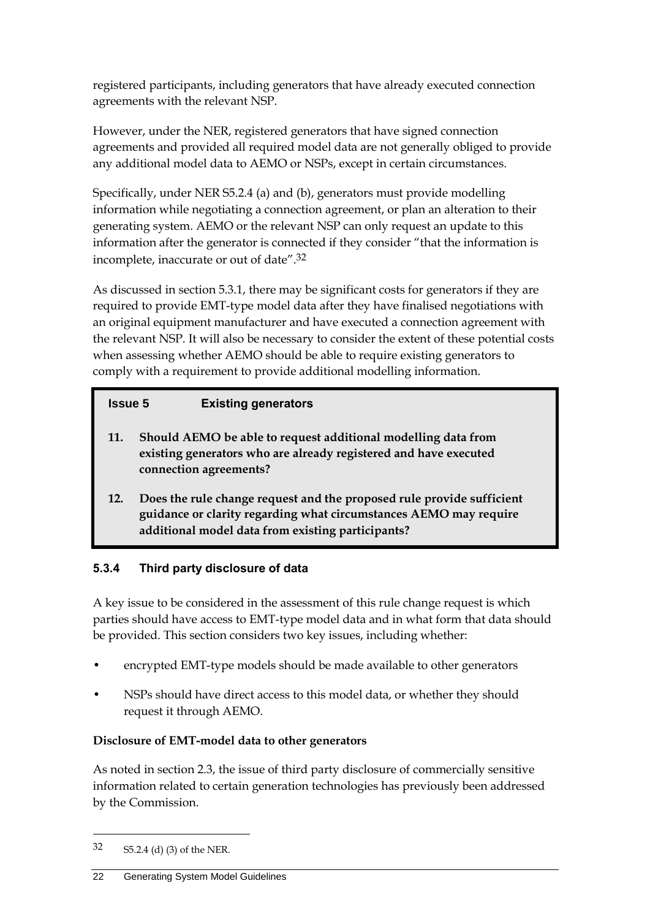registered participants, including generators that have already executed connection agreements with the relevant NSP.

However, under the NER, registered generators that have signed connection agreements and provided all required model data are not generally obliged to provide any additional model data to AEMO or NSPs, except in certain circumstances.

Specifically, under NER S5.2.4 (a) and (b), generators must provide modelling information while negotiating a connection agreement, or plan an alteration to their generating system. AEMO or the relevant NSP can only request an update to this information after the generator is connected if they consider "that the information is incomplete, inaccurate or out of date".[32]

As discussed in section 5.3.1, there may be significant costs for generators if they are required to provide EMT-type model data after they have finalised negotiations with an original equipment manufacturer and have executed a connection agreement with the relevant NSP. It will also be necessary to consider the extent of these potential costs when assessing whether AEMO should be able to require existing generators to comply with a requirement to provide additional modelling information.

> **Issue 5 Existing generators**
>
> **11. Should AEMO be able to request additional modelling data from existing generators who are already registered and have executed connection agreements?**
>
> **12. Does the rule change request and the proposed rule provide sufficient guidance or clarity regarding what circumstances AEMO may require additional model data from existing participants?**

### 5.3.4 Third party disclosure of data

A key issue to be considered in the assessment of this rule change request is which parties should have access to EMT-type model data and in what form that data should be provided. This section considers two key issues, including whether:

- encrypted EMT-type models should be made available to other generators
- NSPs should have direct access to this model data, or whether they should request it through AEMO.

**Disclosure of EMT-model data to other generators**

As noted in section 2.3, the issue of third party disclosure of commercially sensitive information related to certain generation technologies has previously been addressed by the Commission.

---

32 S5.2.4 (d) (3) of the NER.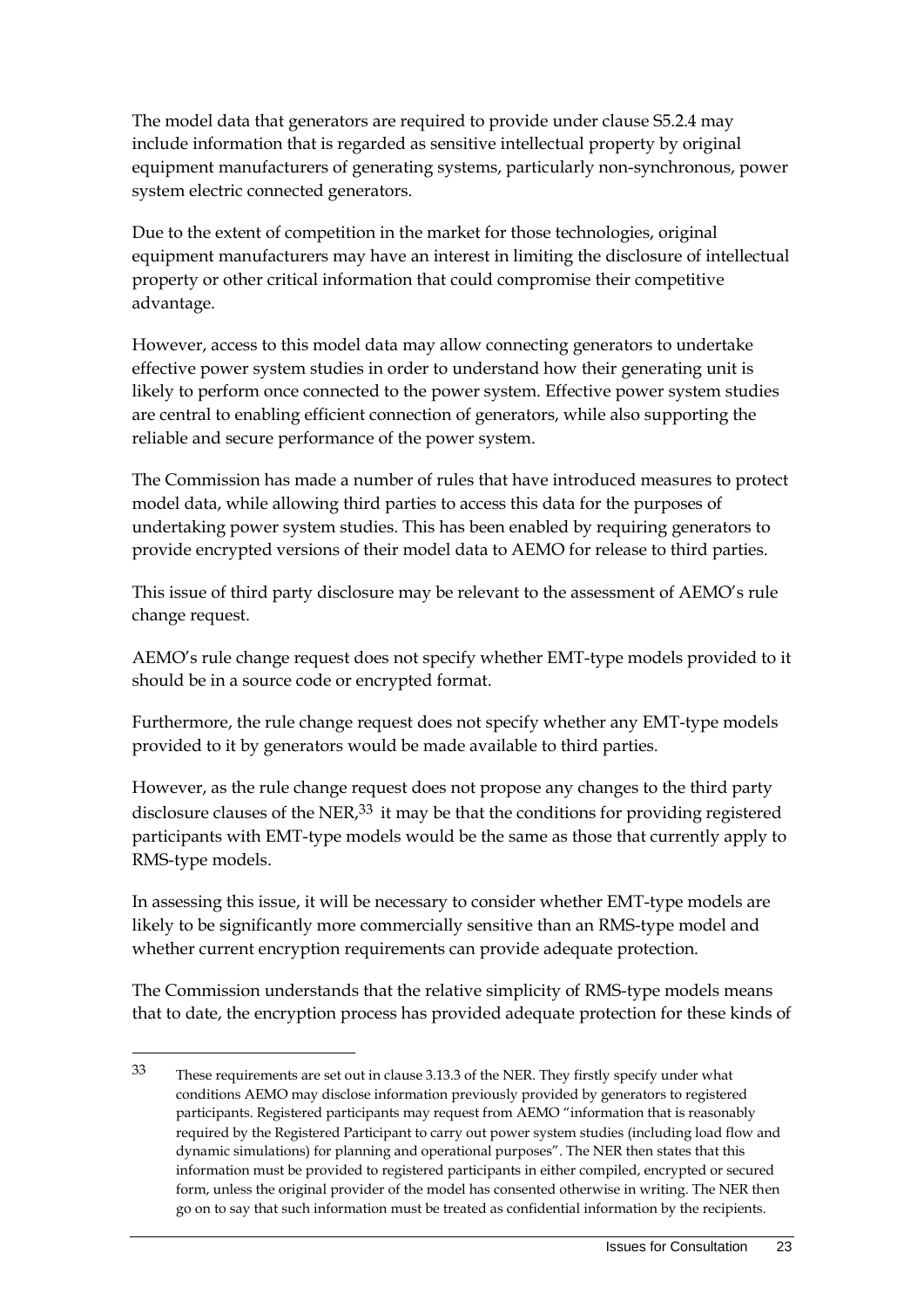The model data that generators are required to provide under clause S5.2.4 may include information that is regarded as sensitive intellectual property by original equipment manufacturers of generating systems, particularly non-synchronous, power system electric connected generators.

Due to the extent of competition in the market for those technologies, original equipment manufacturers may have an interest in limiting the disclosure of intellectual property or other critical information that could compromise their competitive advantage.

However, access to this model data may allow connecting generators to undertake effective power system studies in order to understand how their generating unit is likely to perform once connected to the power system. Effective power system studies are central to enabling efficient connection of generators, while also supporting the reliable and secure performance of the power system.

The Commission has made a number of rules that have introduced measures to protect model data, while allowing third parties to access this data for the purposes of undertaking power system studies. This has been enabled by requiring generators to provide encrypted versions of their model data to AEMO for release to third parties.

This issue of third party disclosure may be relevant to the assessment of AEMO's rule change request.

AEMO's rule change request does not specify whether EMT-type models provided to it should be in a source code or encrypted format.

Furthermore, the rule change request does not specify whether any EMT-type models provided to it by generators would be made available to third parties.

However, as the rule change request does not propose any changes to the third party disclosure clauses of the NER,[33] it may be that the conditions for providing registered participants with EMT-type models would be the same as those that currently apply to RMS-type models.

In assessing this issue, it will be necessary to consider whether EMT-type models are likely to be significantly more commercially sensitive than an RMS-type model and whether current encryption requirements can provide adequate protection.

The Commission understands that the relative simplicity of RMS-type models means that to date, the encryption process has provided adequate protection for these kinds of

---

[33] These requirements are set out in clause 3.13.3 of the NER. They firstly specify under what conditions AEMO may disclose information previously provided by generators to registered participants. Registered participants may request from AEMO "information that is reasonably required by the Registered Participant to carry out power system studies (including load flow and dynamic simulations) for planning and operational purposes". The NER then states that this information must be provided to registered participants in either compiled, encrypted or secured form, unless the original provider of the model has consented otherwise in writing. The NER then go on to say that such information must be treated as confidential information by the recipients.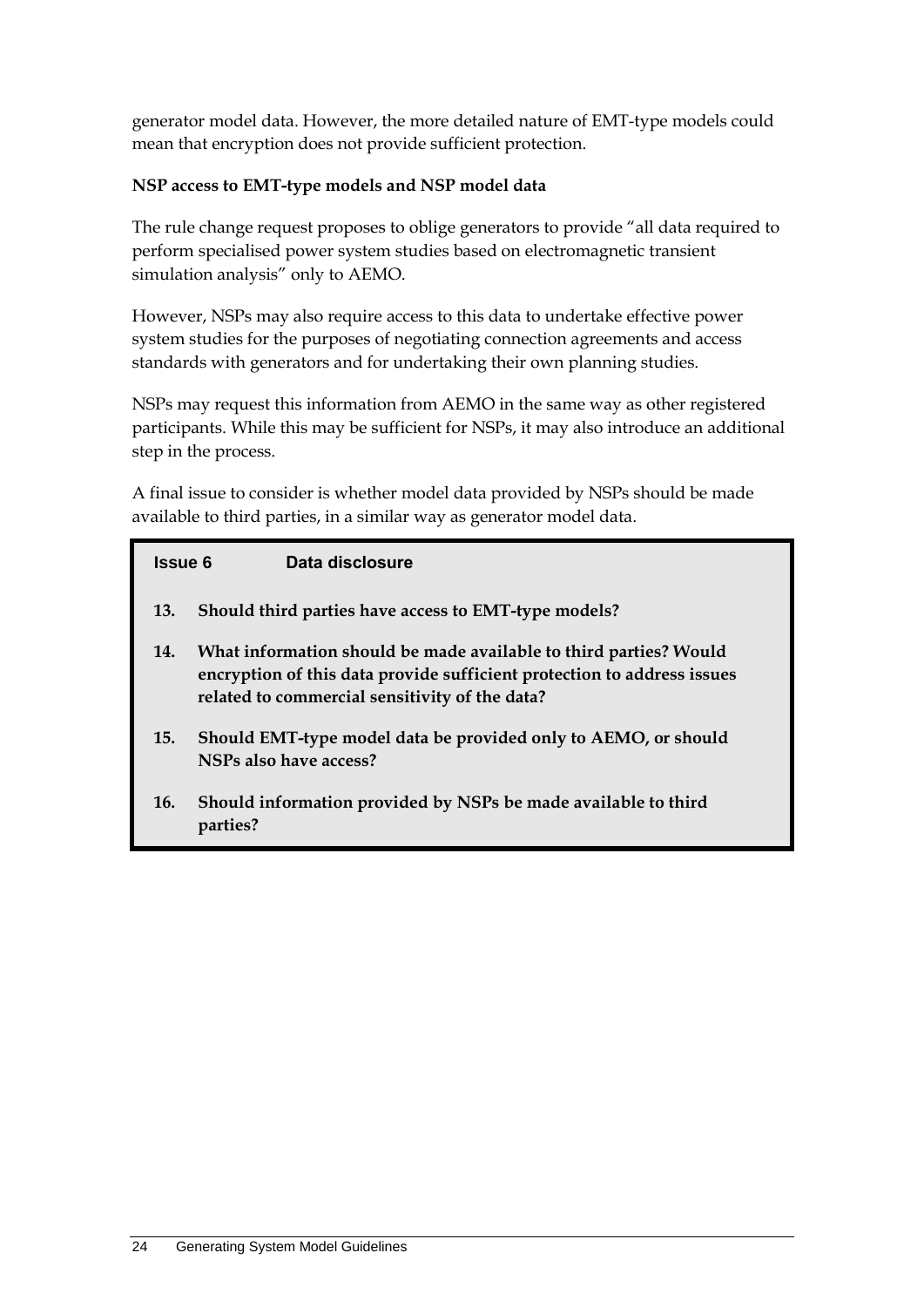generator model data. However, the more detailed nature of EMT-type models could mean that encryption does not provide sufficient protection.

**NSP access to EMT-type models and NSP model data**

The rule change request proposes to oblige generators to provide "all data required to perform specialised power system studies based on electromagnetic transient simulation analysis" only to AEMO.

However, NSPs may also require access to this data to undertake effective power system studies for the purposes of negotiating connection agreements and access standards with generators and for undertaking their own planning studies.

NSPs may request this information from AEMO in the same way as other registered participants. While this may be sufficient for NSPs, it may also introduce an additional step in the process.

A final issue to consider is whether model data provided by NSPs should be made available to third parties, in a similar way as generator model data.

> **Issue 6 Data disclosure**
>
> **13. Should third parties have access to EMT-type models?**
>
> **14. What information should be made available to third parties? Would encryption of this data provide sufficient protection to address issues related to commercial sensitivity of the data?**
>
> **15. Should EMT-type model data be provided only to AEMO, or should NSPs also have access?**
>
> **16. Should information provided by NSPs be made available to third parties?**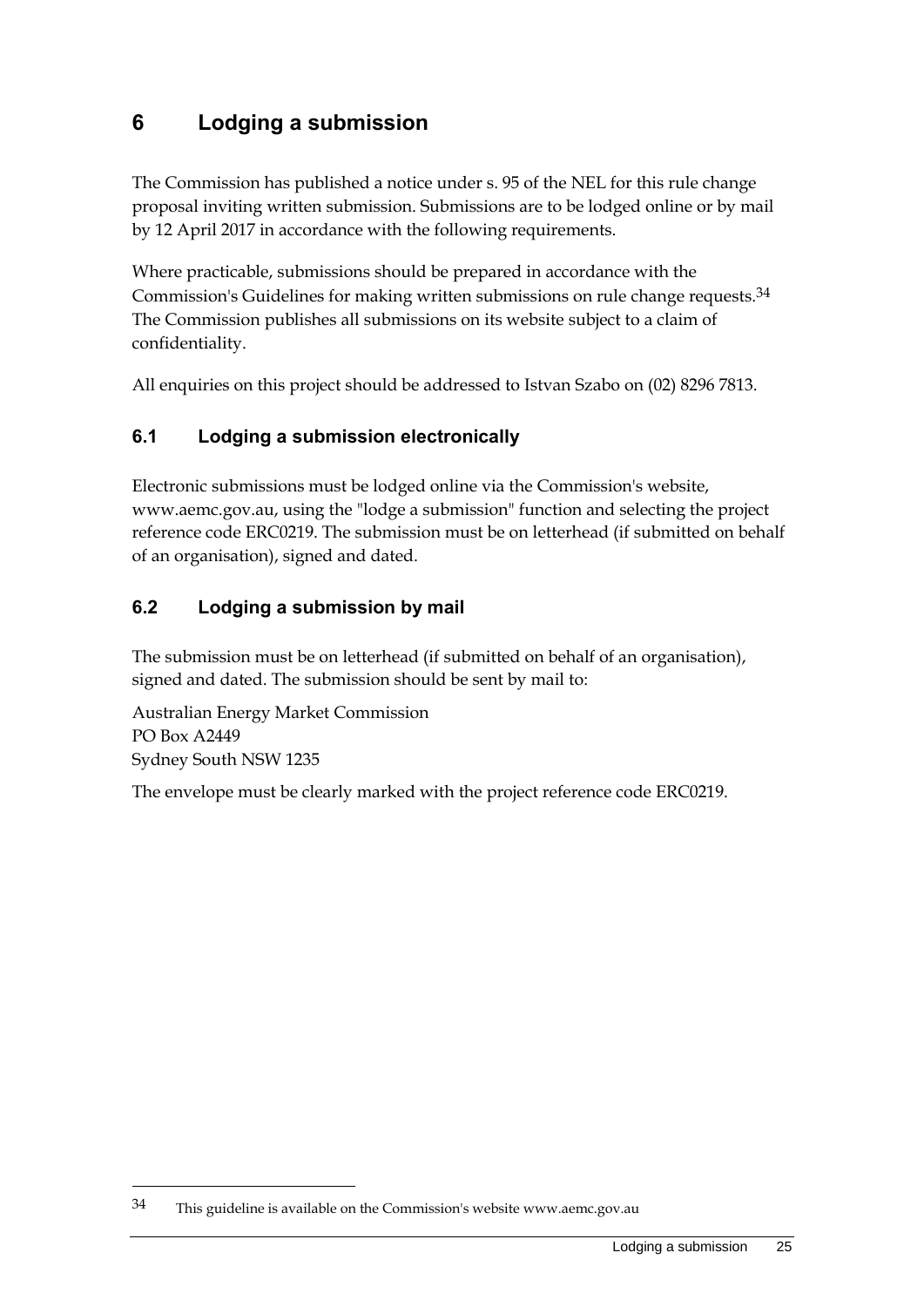# 6 Lodging a submission

The Commission has published a notice under s. 95 of the NEL for this rule change proposal inviting written submission. Submissions are to be lodged online or by mail by 12 April 2017 in accordance with the following requirements.

Where practicable, submissions should be prepared in accordance with the Commission's Guidelines for making written submissions on rule change requests.[34] The Commission publishes all submissions on its website subject to a claim of confidentiality.

All enquiries on this project should be addressed to Istvan Szabo on (02) 8296 7813.

## 6.1 Lodging a submission electronically

Electronic submissions must be lodged online via the Commission's website, www.aemc.gov.au, using the "lodge a submission" function and selecting the project reference code ERC0219. The submission must be on letterhead (if submitted on behalf of an organisation), signed and dated.

## 6.2 Lodging a submission by mail

The submission must be on letterhead (if submitted on behalf of an organisation), signed and dated. The submission should be sent by mail to:

Australian Energy Market Commission
PO Box A2449
Sydney South NSW 1235

The envelope must be clearly marked with the project reference code ERC0219.

---

[34] This guideline is available on the Commission's website www.aemc.gov.au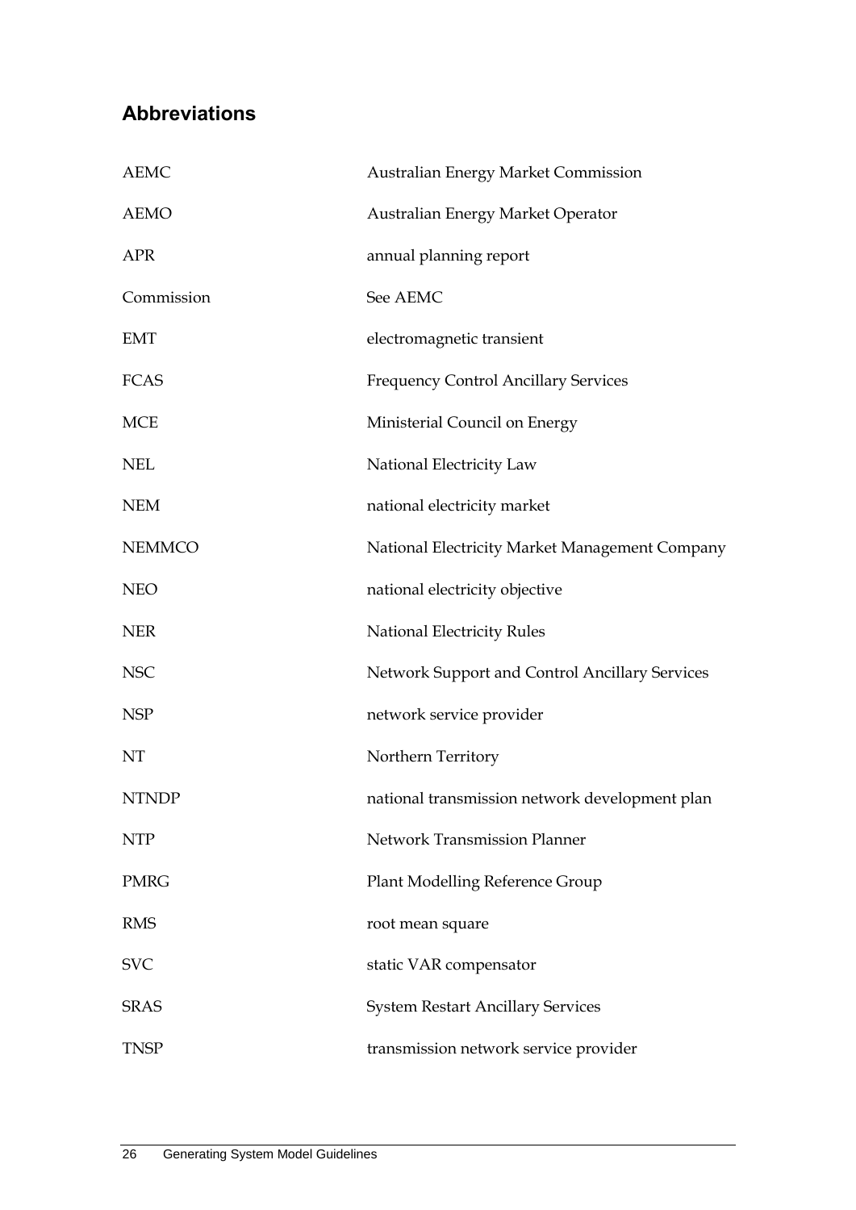## Abbreviations

| | |
|---|---|
| AEMC | Australian Energy Market Commission |
| AEMO | Australian Energy Market Operator |
| APR | annual planning report |
| Commission | See AEMC |
| EMT | electromagnetic transient |
| FCAS | Frequency Control Ancillary Services |
| MCE | Ministerial Council on Energy |
| NEL | National Electricity Law |
| NEM | national electricity market |
| NEMMCO | National Electricity Market Management Company |
| NEO | national electricity objective |
| NER | National Electricity Rules |
| NSC | Network Support and Control Ancillary Services |
| NSP | network service provider |
| NT | Northern Territory |
| NTNDP | national transmission network development plan |
| NTP | Network Transmission Planner |
| PMRG | Plant Modelling Reference Group |
| RMS | root mean square |
| SVC | static VAR compensator |
| SRAS | System Restart Ancillary Services |
| TNSP | transmission network service provider |